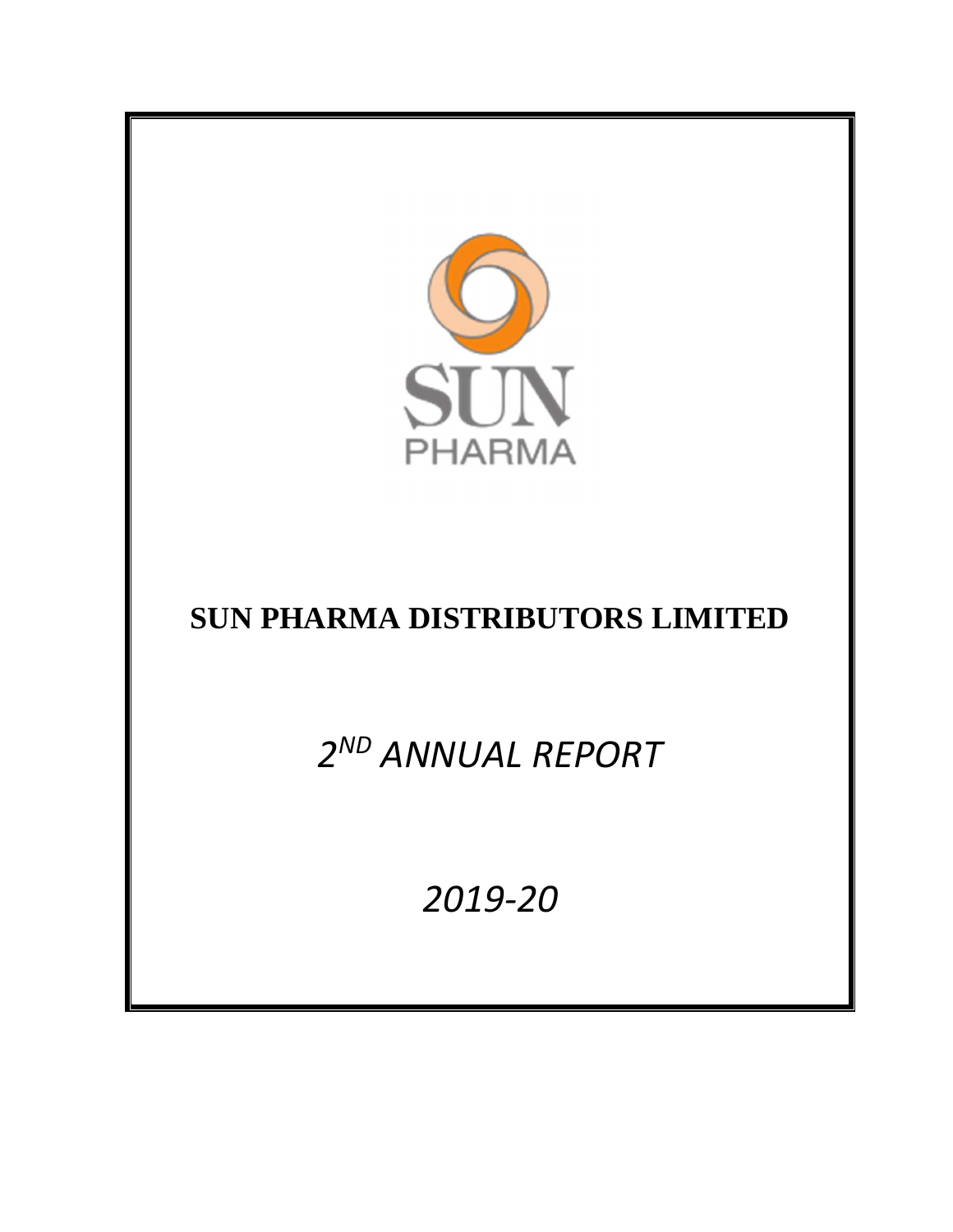SUN PHARMA

# SUN PHARMA DISTRIBUTORS LIMITED

## *2ND ANNUAL REPORT*

## *2019-20*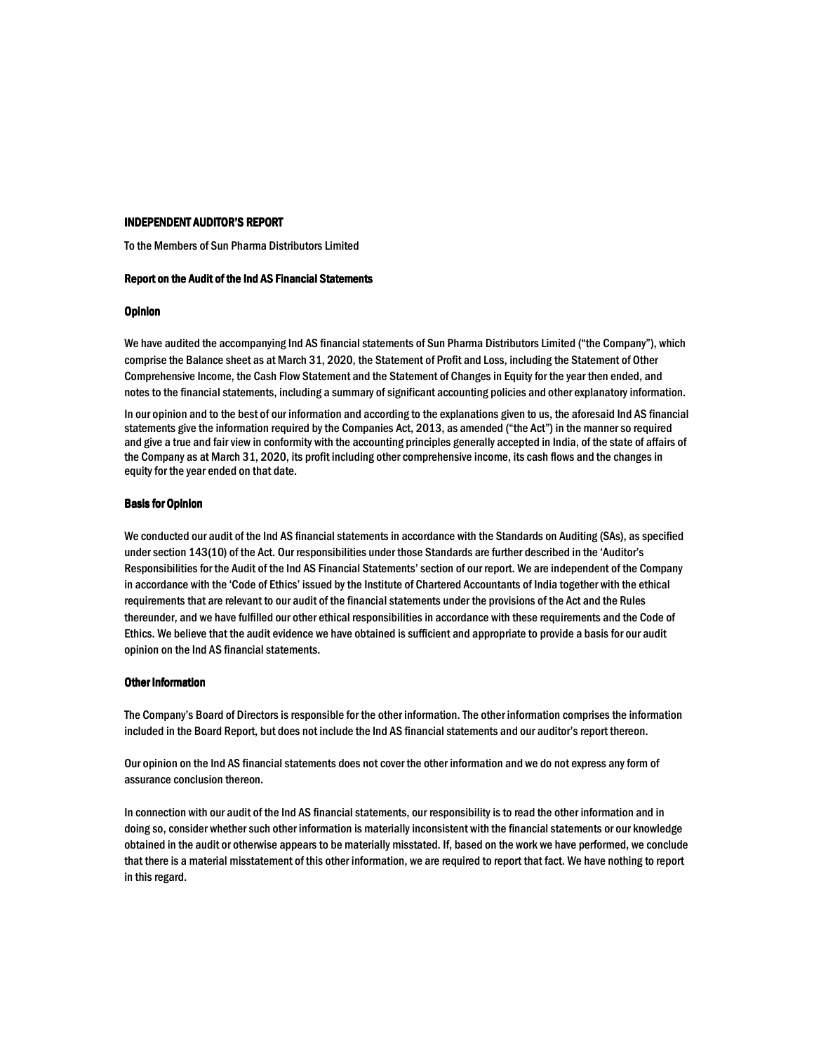# INDEPENDENT AUDITOR'S REPORT

To the Members of Sun Pharma Distributors Limited

## Report on the Audit of the Ind AS Financial Statements

### Opinion

We have audited the accompanying Ind AS financial statements of Sun Pharma Distributors Limited ("the Company"), which comprise the Balance sheet as at March 31, 2020, the Statement of Profit and Loss, including the Statement of Other Comprehensive Income, the Cash Flow Statement and the Statement of Changes in Equity for the year then ended, and notes to the financial statements, including a summary of significant accounting policies and other explanatory information.

In our opinion and to the best of our information and according to the explanations given to us, the aforesaid Ind AS financial statements give the information required by the Companies Act, 2013, as amended ("the Act") in the manner so required and give a true and fair view in conformity with the accounting principles generally accepted in India, of the state of affairs of the Company as at March 31, 2020, its profit including other comprehensive income, its cash flows and the changes in equity for the year ended on that date.

### Basis for Opinion

We conducted our audit of the Ind AS financial statements in accordance with the Standards on Auditing (SAs), as specified under section 143(10) of the Act. Our responsibilities under those Standards are further described in the 'Auditor's Responsibilities for the Audit of the Ind AS Financial Statements' section of our report. We are independent of the Company in accordance with the 'Code of Ethics' issued by the Institute of Chartered Accountants of India together with the ethical requirements that are relevant to our audit of the financial statements under the provisions of the Act and the Rules thereunder, and we have fulfilled our other ethical responsibilities in accordance with these requirements and the Code of Ethics. We believe that the audit evidence we have obtained is sufficient and appropriate to provide a basis for our audit opinion on the Ind AS financial statements.

### Other Information

The Company's Board of Directors is responsible for the other information. The other information comprises the information included in the Board Report, but does not include the Ind AS financial statements and our auditor's report thereon.

Our opinion on the Ind AS financial statements does not cover the other information and we do not express any form of assurance conclusion thereon.

In connection with our audit of the Ind AS financial statements, our responsibility is to read the other information and in doing so, consider whether such other information is materially inconsistent with the financial statements or our knowledge obtained in the audit or otherwise appears to be materially misstated. If, based on the work we have performed, we conclude that there is a material misstatement of this other information, we are required to report that fact. We have nothing to report in this regard.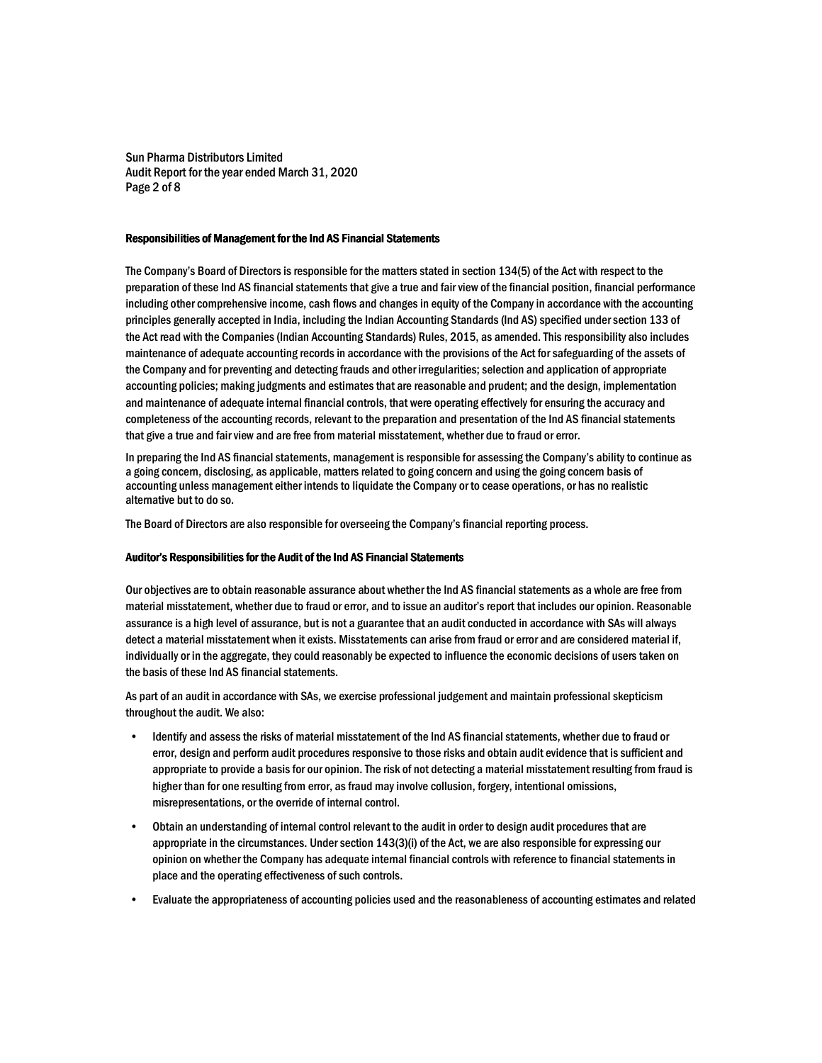### Responsibilities of Management for the Ind AS Financial Statements

The Company's Board of Directors is responsible for the matters stated in section 134(5) of the Act with respect to the preparation of these Ind AS financial statements that give a true and fair view of the financial position, financial performance including other comprehensive income, cash flows and changes in equity of the Company in accordance with the accounting principles generally accepted in India, including the Indian Accounting Standards (Ind AS) specified under section 133 of the Act read with the Companies (Indian Accounting Standards) Rules, 2015, as amended. This responsibility also includes maintenance of adequate accounting records in accordance with the provisions of the Act for safeguarding of the assets of the Company and for preventing and detecting frauds and other irregularities; selection and application of appropriate accounting policies; making judgments and estimates that are reasonable and prudent; and the design, implementation and maintenance of adequate internal financial controls, that were operating effectively for ensuring the accuracy and completeness of the accounting records, relevant to the preparation and presentation of the Ind AS financial statements that give a true and fair view and are free from material misstatement, whether due to fraud or error.

In preparing the Ind AS financial statements, management is responsible for assessing the Company's ability to continue as a going concern, disclosing, as applicable, matters related to going concern and using the going concern basis of accounting unless management either intends to liquidate the Company or to cease operations, or has no realistic alternative but to do so.

The Board of Directors are also responsible for overseeing the Company's financial reporting process.

### Auditor's Responsibilities for the Audit of the Ind AS Financial Statements

Our objectives are to obtain reasonable assurance about whether the Ind AS financial statements as a whole are free from material misstatement, whether due to fraud or error, and to issue an auditor's report that includes our opinion. Reasonable assurance is a high level of assurance, but is not a guarantee that an audit conducted in accordance with SAs will always detect a material misstatement when it exists. Misstatements can arise from fraud or error and are considered material if, individually or in the aggregate, they could reasonably be expected to influence the economic decisions of users taken on the basis of these Ind AS financial statements.

As part of an audit in accordance with SAs, we exercise professional judgement and maintain professional skepticism throughout the audit. We also:

- Identify and assess the risks of material misstatement of the Ind AS financial statements, whether due to fraud or error, design and perform audit procedures responsive to those risks and obtain audit evidence that is sufficient and appropriate to provide a basis for our opinion. The risk of not detecting a material misstatement resulting from fraud is higher than for one resulting from error, as fraud may involve collusion, forgery, intentional omissions, misrepresentations, or the override of internal control.
- Obtain an understanding of internal control relevant to the audit in order to design audit procedures that are appropriate in the circumstances. Under section 143(3)(i) of the Act, we are also responsible for expressing our opinion on whether the Company has adequate internal financial controls with reference to financial statements in place and the operating effectiveness of such controls.
- Evaluate the appropriateness of accounting policies used and the reasonableness of accounting estimates and related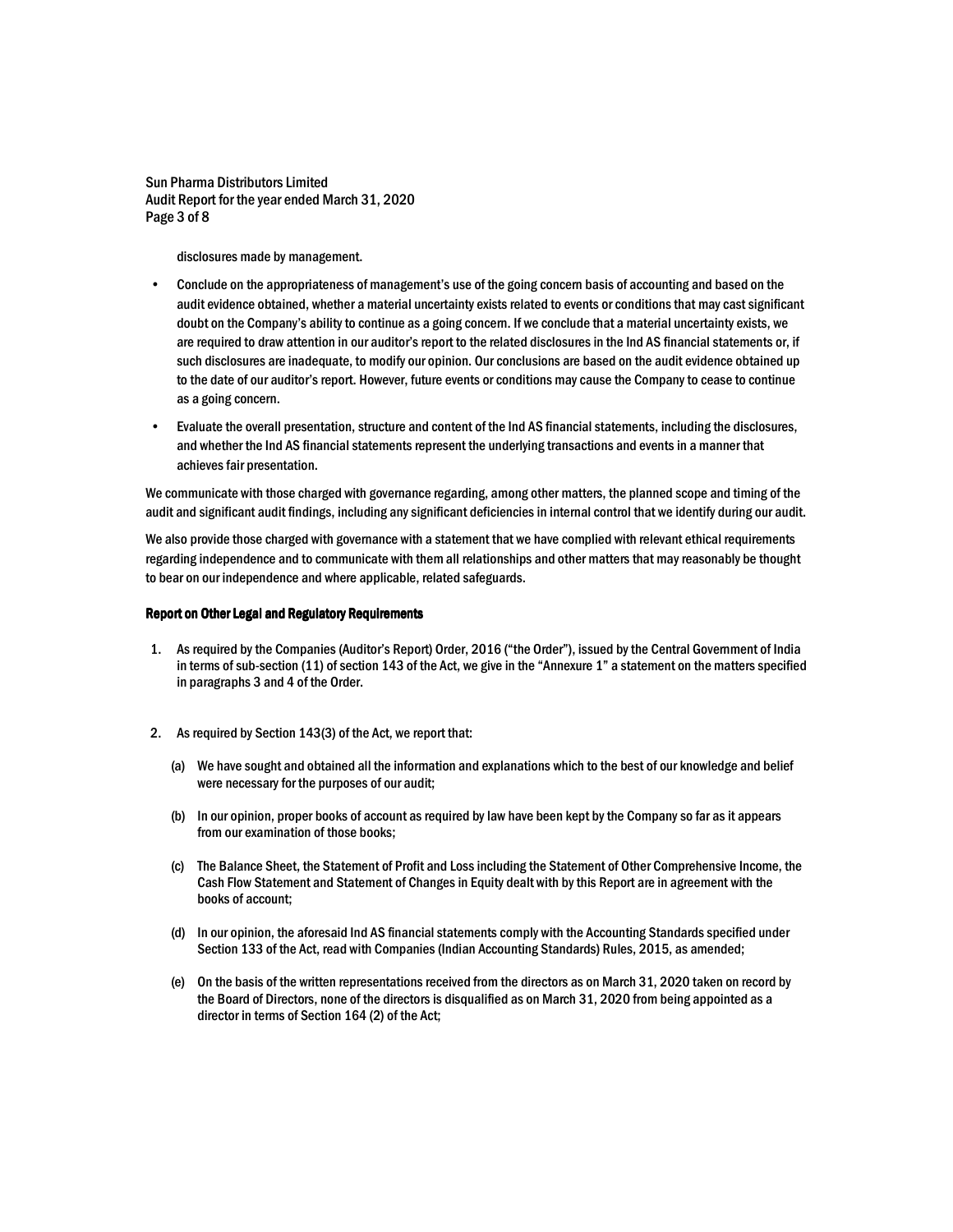disclosures made by management.

- Conclude on the appropriateness of management's use of the going concern basis of accounting and based on the audit evidence obtained, whether a material uncertainty exists related to events or conditions that may cast significant doubt on the Company's ability to continue as a going concern. If we conclude that a material uncertainty exists, we are required to draw attention in our auditor's report to the related disclosures in the Ind AS financial statements or, if such disclosures are inadequate, to modify our opinion. Our conclusions are based on the audit evidence obtained up to the date of our auditor's report. However, future events or conditions may cause the Company to cease to continue as a going concern.
- Evaluate the overall presentation, structure and content of the Ind AS financial statements, including the disclosures, and whether the Ind AS financial statements represent the underlying transactions and events in a manner that achieves fair presentation.

We communicate with those charged with governance regarding, among other matters, the planned scope and timing of the audit and significant audit findings, including any significant deficiencies in internal control that we identify during our audit.

We also provide those charged with governance with a statement that we have complied with relevant ethical requirements regarding independence and to communicate with them all relationships and other matters that may reasonably be thought to bear on our independence and where applicable, related safeguards.

**Report on Other Legal and Regulatory Requirements**

1. As required by the Companies (Auditor's Report) Order, 2016 ("the Order"), issued by the Central Government of India in terms of sub-section (11) of section 143 of the Act, we give in the "Annexure 1" a statement on the matters specified in paragraphs 3 and 4 of the Order.

2. As required by Section 143(3) of the Act, we report that:

   (a) We have sought and obtained all the information and explanations which to the best of our knowledge and belief were necessary for the purposes of our audit;

   (b) In our opinion, proper books of account as required by law have been kept by the Company so far as it appears from our examination of those books;

   (c) The Balance Sheet, the Statement of Profit and Loss including the Statement of Other Comprehensive Income, the Cash Flow Statement and Statement of Changes in Equity dealt with by this Report are in agreement with the books of account;

   (d) In our opinion, the aforesaid Ind AS financial statements comply with the Accounting Standards specified under Section 133 of the Act, read with Companies (Indian Accounting Standards) Rules, 2015, as amended;

   (e) On the basis of the written representations received from the directors as on March 31, 2020 taken on record by the Board of Directors, none of the directors is disqualified as on March 31, 2020 from being appointed as a director in terms of Section 164 (2) of the Act;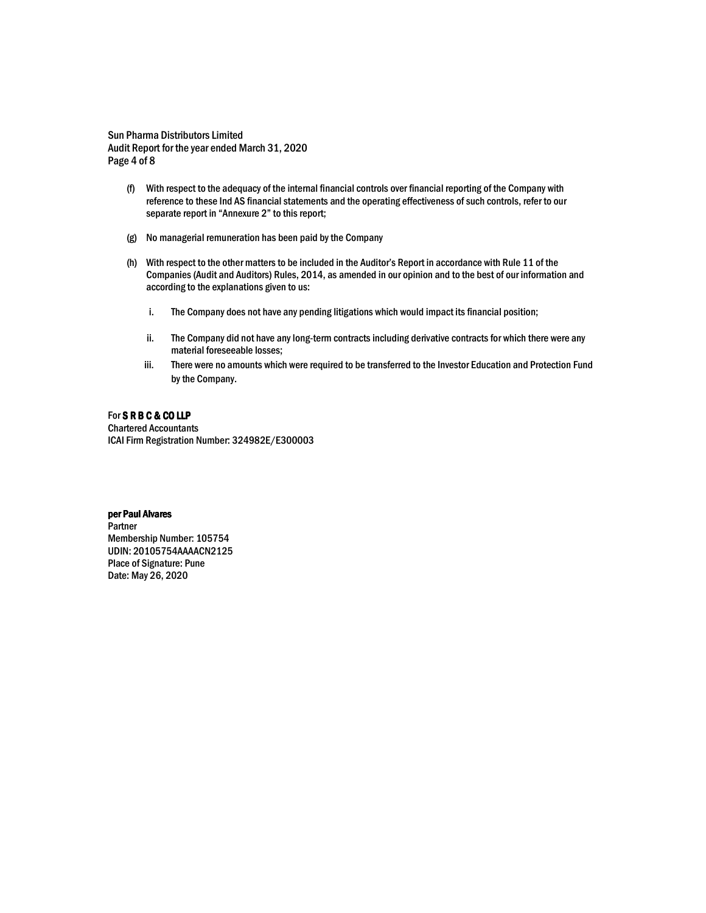(f) With respect to the adequacy of the internal financial controls over financial reporting of the Company with reference to these Ind AS financial statements and the operating effectiveness of such controls, refer to our separate report in "Annexure 2" to this report;

(g) No managerial remuneration has been paid by the Company

(h) With respect to the other matters to be included in the Auditor's Report in accordance with Rule 11 of the Companies (Audit and Auditors) Rules, 2014, as amended in our opinion and to the best of our information and according to the explanations given to us:

   i. The Company does not have any pending litigations which would impact its financial position;

   ii. The Company did not have any long-term contracts including derivative contracts for which there were any material foreseeable losses;

   iii. There were no amounts which were required to be transferred to the Investor Education and Protection Fund by the Company.

For **S R B C & CO LLP**
Chartered Accountants
ICAI Firm Registration Number: 324982E/E300003

**per Paul Alvares**
Partner
Membership Number: 105754
UDIN: 20105754AAAACN2125
Place of Signature: Pune
Date: May 26, 2020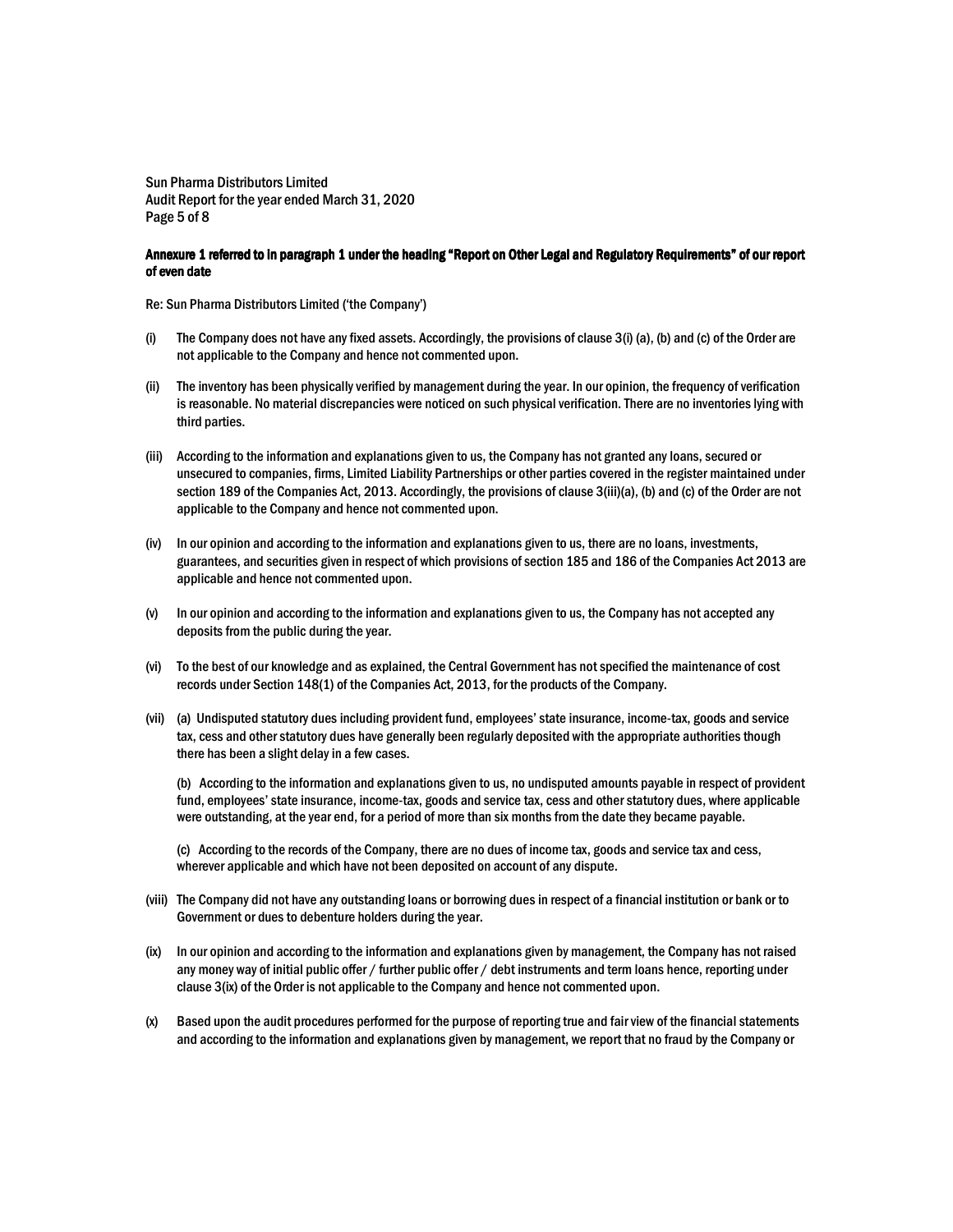**Annexure 1 referred to in paragraph 1 under the heading "Report on Other Legal and Regulatory Requirements" of our report of even date**

Re: Sun Pharma Distributors Limited ('the Company')

(i) The Company does not have any fixed assets. Accordingly, the provisions of clause 3(i) (a), (b) and (c) of the Order are not applicable to the Company and hence not commented upon.

(ii) The inventory has been physically verified by management during the year. In our opinion, the frequency of verification is reasonable. No material discrepancies were noticed on such physical verification. There are no inventories lying with third parties.

(iii) According to the information and explanations given to us, the Company has not granted any loans, secured or unsecured to companies, firms, Limited Liability Partnerships or other parties covered in the register maintained under section 189 of the Companies Act, 2013. Accordingly, the provisions of clause 3(iii)(a), (b) and (c) of the Order are not applicable to the Company and hence not commented upon.

(iv) In our opinion and according to the information and explanations given to us, there are no loans, investments, guarantees, and securities given in respect of which provisions of section 185 and 186 of the Companies Act 2013 are applicable and hence not commented upon.

(v) In our opinion and according to the information and explanations given to us, the Company has not accepted any deposits from the public during the year.

(vi) To the best of our knowledge and as explained, the Central Government has not specified the maintenance of cost records under Section 148(1) of the Companies Act, 2013, for the products of the Company.

(vii) (a) Undisputed statutory dues including provident fund, employees' state insurance, income-tax, goods and service tax, cess and other statutory dues have generally been regularly deposited with the appropriate authorities though there has been a slight delay in a few cases.

(b) According to the information and explanations given to us, no undisputed amounts payable in respect of provident fund, employees' state insurance, income-tax, goods and service tax, cess and other statutory dues, where applicable were outstanding, at the year end, for a period of more than six months from the date they became payable.

(c) According to the records of the Company, there are no dues of income tax, goods and service tax and cess, wherever applicable and which have not been deposited on account of any dispute.

(viii) The Company did not have any outstanding loans or borrowing dues in respect of a financial institution or bank or to Government or dues to debenture holders during the year.

(ix) In our opinion and according to the information and explanations given by management, the Company has not raised any money way of initial public offer / further public offer / debt instruments and term loans hence, reporting under clause 3(ix) of the Order is not applicable to the Company and hence not commented upon.

(x) Based upon the audit procedures performed for the purpose of reporting true and fair view of the financial statements and according to the information and explanations given by management, we report that no fraud by the Company or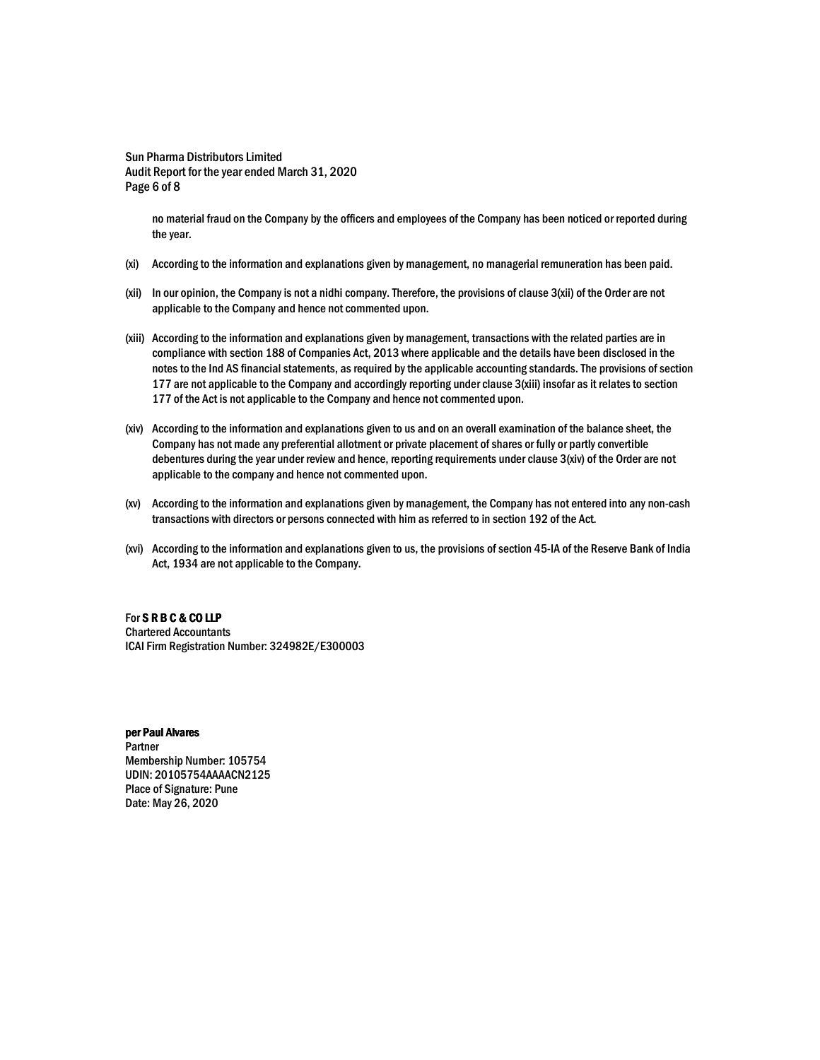no material fraud on the Company by the officers and employees of the Company has been noticed or reported during the year.

(xi) According to the information and explanations given by management, no managerial remuneration has been paid.

(xii) In our opinion, the Company is not a nidhi company. Therefore, the provisions of clause 3(xii) of the Order are not applicable to the Company and hence not commented upon.

(xiii) According to the information and explanations given by management, transactions with the related parties are in compliance with section 188 of Companies Act, 2013 where applicable and the details have been disclosed in the notes to the Ind AS financial statements, as required by the applicable accounting standards. The provisions of section 177 are not applicable to the Company and accordingly reporting under clause 3(xiii) insofar as it relates to section 177 of the Act is not applicable to the Company and hence not commented upon.

(xiv) According to the information and explanations given to us and on an overall examination of the balance sheet, the Company has not made any preferential allotment or private placement of shares or fully or partly convertible debentures during the year under review and hence, reporting requirements under clause 3(xiv) of the Order are not applicable to the company and hence not commented upon.

(xv) According to the information and explanations given by management, the Company has not entered into any non-cash transactions with directors or persons connected with him as referred to in section 192 of the Act.

(xvi) According to the information and explanations given to us, the provisions of section 45-IA of the Reserve Bank of India Act, 1934 are not applicable to the Company.

For **S R B C & CO LLP**
Chartered Accountants
ICAI Firm Registration Number: 324982E/E300003

**per Paul Alvares**
Partner
Membership Number: 105754
UDIN: 20105754AAAACN2125
Place of Signature: Pune
Date: May 26, 2020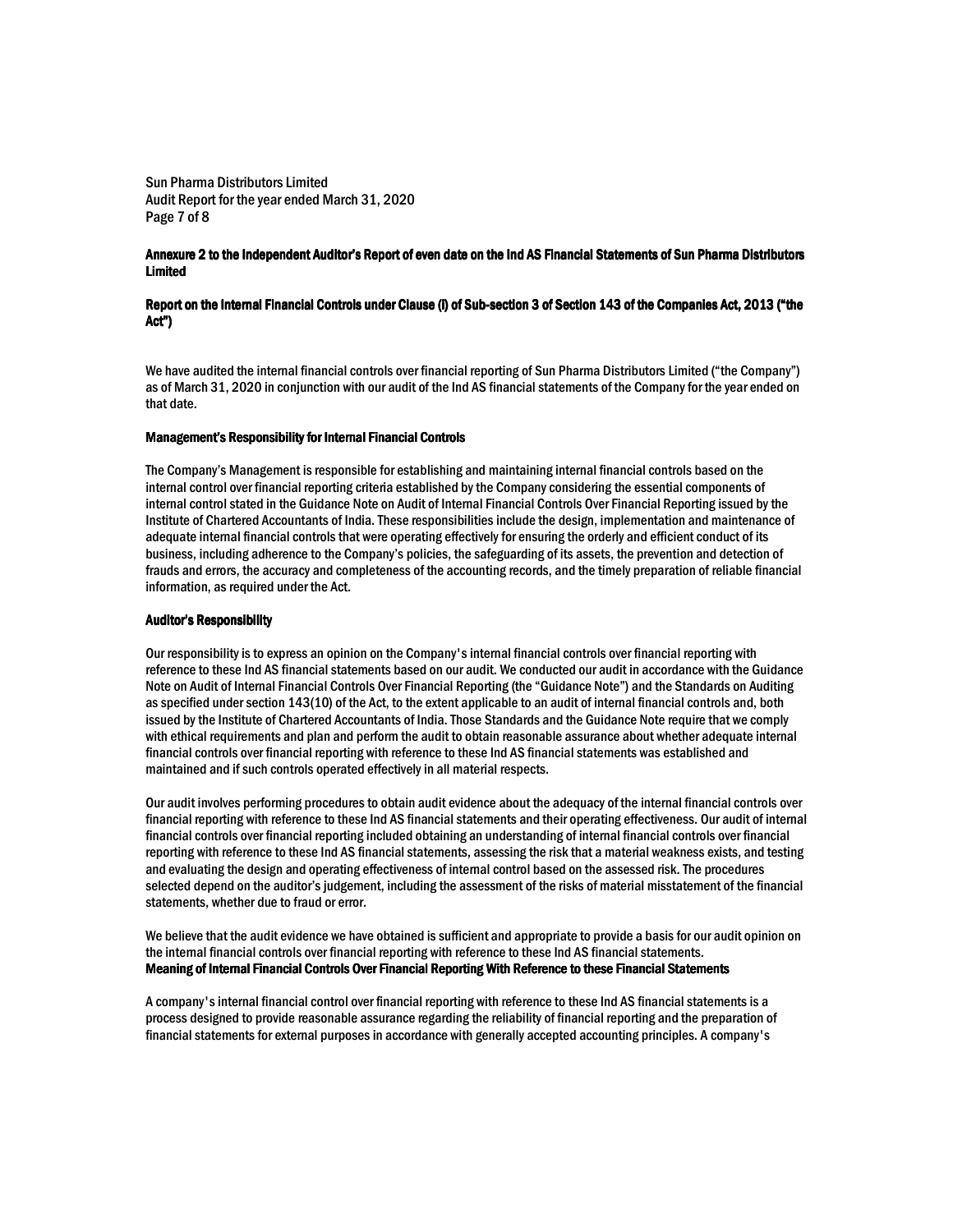**Annexure 2 to the Independent Auditor's Report of even date on the Ind AS Financial Statements of Sun Pharma Distributors Limited**

**Report on the Internal Financial Controls under Clause (i) of Sub-section 3 of Section 143 of the Companies Act, 2013 ("the Act")**

We have audited the internal financial controls over financial reporting of Sun Pharma Distributors Limited ("the Company") as of March 31, 2020 in conjunction with our audit of the Ind AS financial statements of the Company for the year ended on that date.

**Management's Responsibility for Internal Financial Controls**

The Company's Management is responsible for establishing and maintaining internal financial controls based on the internal control over financial reporting criteria established by the Company considering the essential components of internal control stated in the Guidance Note on Audit of Internal Financial Controls Over Financial Reporting issued by the Institute of Chartered Accountants of India. These responsibilities include the design, implementation and maintenance of adequate internal financial controls that were operating effectively for ensuring the orderly and efficient conduct of its business, including adherence to the Company's policies, the safeguarding of its assets, the prevention and detection of frauds and errors, the accuracy and completeness of the accounting records, and the timely preparation of reliable financial information, as required under the Act.

**Auditor's Responsibility**

Our responsibility is to express an opinion on the Company's internal financial controls over financial reporting with reference to these Ind AS financial statements based on our audit. We conducted our audit in accordance with the Guidance Note on Audit of Internal Financial Controls Over Financial Reporting (the "Guidance Note") and the Standards on Auditing as specified under section 143(10) of the Act, to the extent applicable to an audit of internal financial controls and, both issued by the Institute of Chartered Accountants of India. Those Standards and the Guidance Note require that we comply with ethical requirements and plan and perform the audit to obtain reasonable assurance about whether adequate internal financial controls over financial reporting with reference to these Ind AS financial statements was established and maintained and if such controls operated effectively in all material respects.

Our audit involves performing procedures to obtain audit evidence about the adequacy of the internal financial controls over financial reporting with reference to these Ind AS financial statements and their operating effectiveness. Our audit of internal financial controls over financial reporting included obtaining an understanding of internal financial controls over financial reporting with reference to these Ind AS financial statements, assessing the risk that a material weakness exists, and testing and evaluating the design and operating effectiveness of internal control based on the assessed risk. The procedures selected depend on the auditor's judgement, including the assessment of the risks of material misstatement of the financial statements, whether due to fraud or error.

We believe that the audit evidence we have obtained is sufficient and appropriate to provide a basis for our audit opinion on the internal financial controls over financial reporting with reference to these Ind AS financial statements.

**Meaning of Internal Financial Controls Over Financial Reporting With Reference to these Financial Statements**

A company's internal financial control over financial reporting with reference to these Ind AS financial statements is a process designed to provide reasonable assurance regarding the reliability of financial reporting and the preparation of financial statements for external purposes in accordance with generally accepted accounting principles. A company's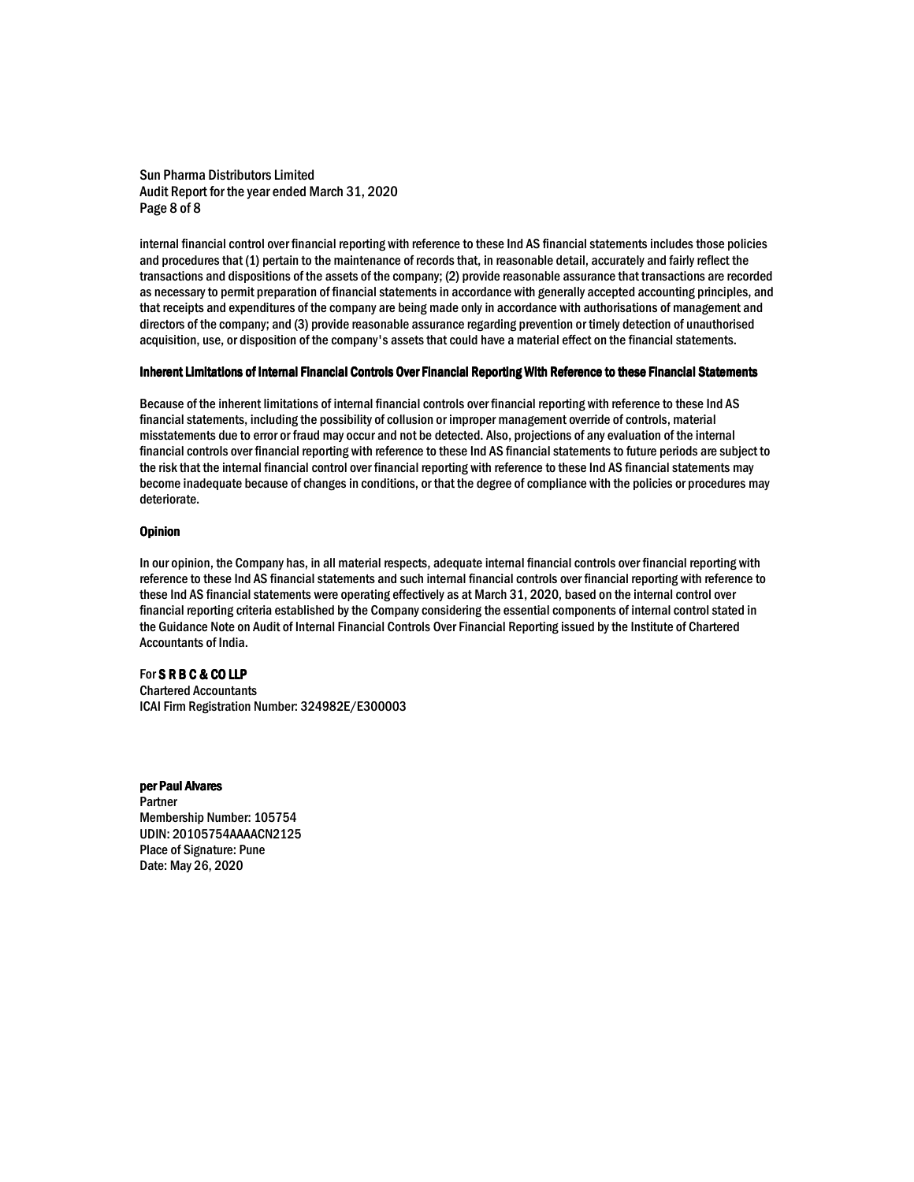internal financial control over financial reporting with reference to these Ind AS financial statements includes those policies and procedures that (1) pertain to the maintenance of records that, in reasonable detail, accurately and fairly reflect the transactions and dispositions of the assets of the company; (2) provide reasonable assurance that transactions are recorded as necessary to permit preparation of financial statements in accordance with generally accepted accounting principles, and that receipts and expenditures of the company are being made only in accordance with authorisations of management and directors of the company; and (3) provide reasonable assurance regarding prevention or timely detection of unauthorised acquisition, use, or disposition of the company's assets that could have a material effect on the financial statements.

**Inherent Limitations of Internal Financial Controls Over Financial Reporting With Reference to these Financial Statements**

Because of the inherent limitations of internal financial controls over financial reporting with reference to these Ind AS financial statements, including the possibility of collusion or improper management override of controls, material misstatements due to error or fraud may occur and not be detected. Also, projections of any evaluation of the internal financial controls over financial reporting with reference to these Ind AS financial statements to future periods are subject to the risk that the internal financial control over financial reporting with reference to these Ind AS financial statements may become inadequate because of changes in conditions, or that the degree of compliance with the policies or procedures may deteriorate.

**Opinion**

In our opinion, the Company has, in all material respects, adequate internal financial controls over financial reporting with reference to these Ind AS financial statements and such internal financial controls over financial reporting with reference to these Ind AS financial statements were operating effectively as at March 31, 2020, based on the internal control over financial reporting criteria established by the Company considering the essential components of internal control stated in the Guidance Note on Audit of Internal Financial Controls Over Financial Reporting issued by the Institute of Chartered Accountants of India.

For **S R B C & CO LLP**
Chartered Accountants
ICAI Firm Registration Number: 324982E/E300003

**per Paul Alvares**
Partner
Membership Number: 105754
UDIN: 20105754AAAACN2125
Place of Signature: Pune
Date: May 26, 2020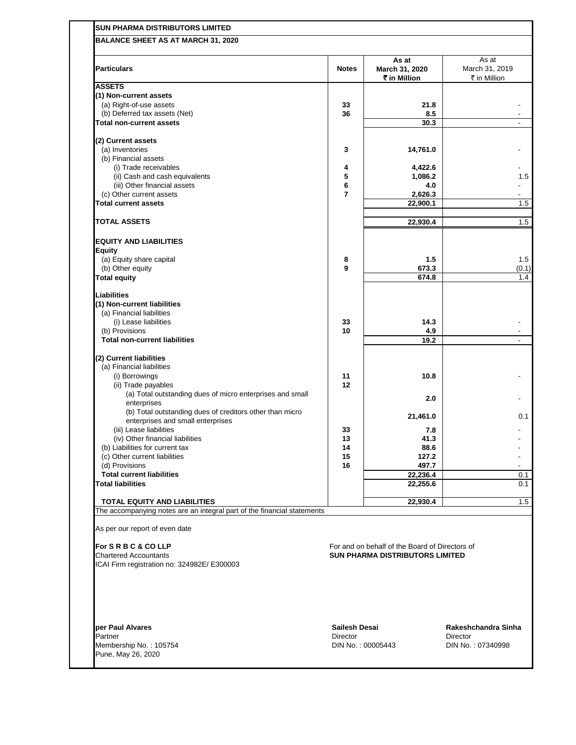**SUN PHARMA DISTRIBUTORS LIMITED**

**BALANCE SHEET AS AT MARCH 31, 2020**

| Particulars | Notes | As at March 31, 2020 ₹ in Million | As at March 31, 2019 ₹ in Million |
|---|---|---|---|
| **ASSETS** | | | |
| **(1) Non-current assets** | | | |
| (a) Right-of-use assets | 33 | 21.8 | - |
| (b) Deferred tax assets (Net) | 36 | 8.5 | - |
| **Total non-current assets** | | 30.3 | - |
| **(2) Current assets** | | | |
| (a) Inventories | 3 | 14,761.0 | - |
| (b) Financial assets | | | |
| (i) Trade receivables | 4 | 4,422.6 | - |
| (ii) Cash and cash equivalents | 5 | 1,086.2 | 1.5 |
| (iii) Other financial assets | 6 | 4.0 | - |
| (c) Other current assets | 7 | 2,626.3 | - |
| **Total current assets** | | 22,900.1 | 1.5 |
| **TOTAL ASSETS** | | 22,930.4 | 1.5 |
| **EQUITY AND LIABILITIES** | | | |
| **Equity** | | | |
| (a) Equity share capital | 8 | 1.5 | 1.5 |
| (b) Other equity | 9 | 673.3 | (0.1) |
| **Total equity** | | 674.8 | 1.4 |
| **Liabilities** | | | |
| **(1) Non-current liabilities** | | | |
| (a) Financial liabilities | | | |
| (i) Lease liabilities | 33 | 14.3 | - |
| (b) Provisions | 10 | 4.9 | - |
| **Total non-current liabilities** | | 19.2 | - |
| **(2) Current liabilities** | | | |
| (a) Financial liabilities | | | |
| (i) Borrowings | 11 | 10.8 | - |
| (ii) Trade payables | 12 | | |
| (a) Total outstanding dues of micro enterprises and small enterprises | | 2.0 | - |
| (b) Total outstanding dues of creditors other than micro enterprises and small enterprises | | 21,461.0 | 0.1 |
| (iii) Lease liabilities | 33 | 7.8 | - |
| (iv) Other financial liabilities | 13 | 41.3 | - |
| (b) Liabilities for current tax | 14 | 88.6 | - |
| (c) Other current liabilities | 15 | 127.2 | - |
| (d) Provisions | 16 | 497.7 | - |
| **Total current liabilities** | | 22,236.4 | 0.1 |
| **Total liabilities** | | 22,255.6 | 0.1 |
| **TOTAL EQUITY AND LIABILITIES** | | 22,930.4 | 1.5 |

The accompanying notes are an integral part of the financial statements

As per our report of even date

**For S R B C & CO LLP**
Chartered Accountants
ICAI Firm registration no: 324982E/ E300003

For and on behalf of the Board of Directors of
**SUN PHARMA DISTRIBUTORS LIMITED**

**per Paul Alvares**
Partner
Membership No. : 105754
Pune, May 26, 2020

**Sailesh Desai**
Director
DIN No. : 00005443

**Rakeshchandra Sinha**
Director
DIN No. : 07340998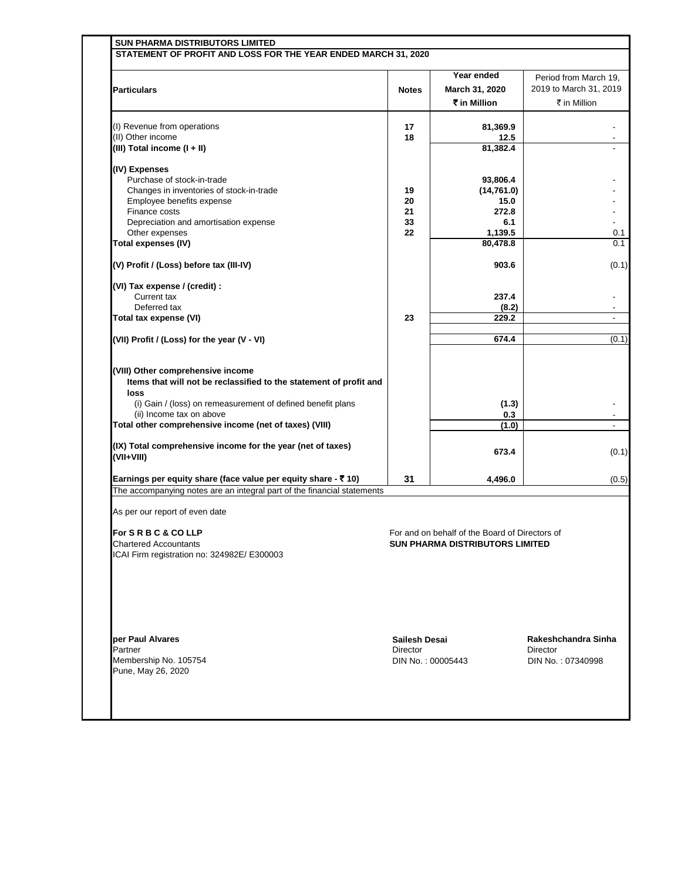**SUN PHARMA DISTRIBUTORS LIMITED**

**STATEMENT OF PROFIT AND LOSS FOR THE YEAR ENDED MARCH 31, 2020**

| Particulars | Notes | Year ended March 31, 2020 ₹ in Million | Period from March 19, 2019 to March 31, 2019 ₹ in Million |
|---|---|---|---|
| (I) Revenue from operations | 17 | 81,369.9 | - |
| (II) Other income | 18 | 12.5 | - |
| **(III) Total income (I + II)** | | 81,382.4 | - |
| **(IV) Expenses** | | | |
| Purchase of stock-in-trade | | 93,806.4 | - |
| Changes in inventories of stock-in-trade | 19 | (14,761.0) | - |
| Employee benefits expense | 20 | 15.0 | - |
| Finance costs | 21 | 272.8 | - |
| Depreciation and amortisation expense | 33 | 6.1 | - |
| Other expenses | 22 | 1,139.5 | 0.1 |
| **Total expenses (IV)** | | 80,478.8 | 0.1 |
| **(V) Profit / (Loss) before tax (III-IV)** | | 903.6 | (0.1) |
| **(VI) Tax expense / (credit) :** | | | |
| Current tax | | 237.4 | - |
| Deferred tax | | (8.2) | - |
| **Total tax expense (VI)** | 23 | 229.2 | - |
| **(VII) Profit / (Loss) for the year (V - VI)** | | 674.4 | (0.1) |
| **(VIII) Other comprehensive income** | | | |
| **Items that will not be reclassified to the statement of profit and loss** | | | |
| (i) Gain / (loss) on remeasurement of defined benefit plans | | (1.3) | - |
| (ii) Income tax on above | | 0.3 | - |
| **Total other comprehensive income (net of taxes) (VIII)** | | (1.0) | - |
| **(IX) Total comprehensive income for the year (net of taxes) (VII+VIII)** | | 673.4 | (0.1) |
| **Earnings per equity share (face value per equity share - ₹ 10)** | 31 | 4,496.0 | (0.5) |

The accompanying notes are an integral part of the financial statements

As per our report of even date

**For S R B C & CO LLP**
Chartered Accountants
ICAI Firm registration no: 324982E/ E300003

For and on behalf of the Board of Directors of
**SUN PHARMA DISTRIBUTORS LIMITED**

**per Paul Alvares**
Partner
Membership No. 105754
Pune, May 26, 2020

**Sailesh Desai**
Director
DIN No. : 00005443

**Rakeshchandra Sinha**
Director
DIN No. : 07340998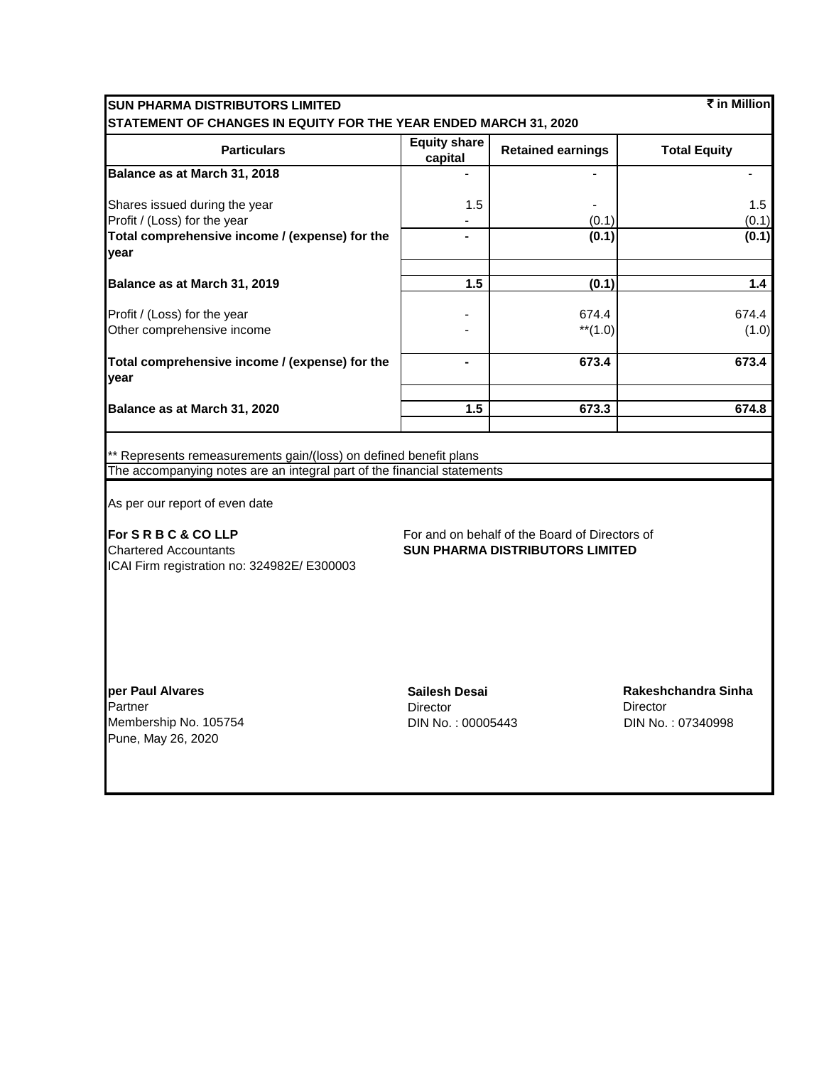**SUN PHARMA DISTRIBUTORS LIMITED**

**STATEMENT OF CHANGES IN EQUITY FOR THE YEAR ENDED MARCH 31, 2020**

**₹ in Million**

| Particulars | Equity share capital | Retained earnings | Total Equity |
|---|---|---|---|
| **Balance as at March 31, 2018** | - | - | - |
| Shares issued during the year | 1.5 | - | 1.5 |
| Profit / (Loss) for the year | - | (0.1) | (0.1) |
| **Total comprehensive income / (expense) for the year** | **-** | **(0.1)** | **(0.1)** |
| **Balance as at March 31, 2019** | **1.5** | **(0.1)** | **1.4** |
| Profit / (Loss) for the year | - | 674.4 | 674.4 |
| Other comprehensive income | - | **(1.0) | (1.0) |
| **Total comprehensive income / (expense) for the year** | **-** | **673.4** | **673.4** |
| **Balance as at March 31, 2020** | **1.5** | **673.3** | **674.8** |

** Represents remeasurements gain/(loss) on defined benefit plans

The accompanying notes are an integral part of the financial statements

As per our report of even date

**For S R B C & CO LLP**
Chartered Accountants
ICAI Firm registration no: 324982E/ E300003

For and on behalf of the Board of Directors of
**SUN PHARMA DISTRIBUTORS LIMITED**

**per Paul Alvares**
Partner
Membership No. 105754
Pune, May 26, 2020

**Sailesh Desai**
Director
DIN No. : 00005443

**Rakeshchandra Sinha**
Director
DIN No. : 07340998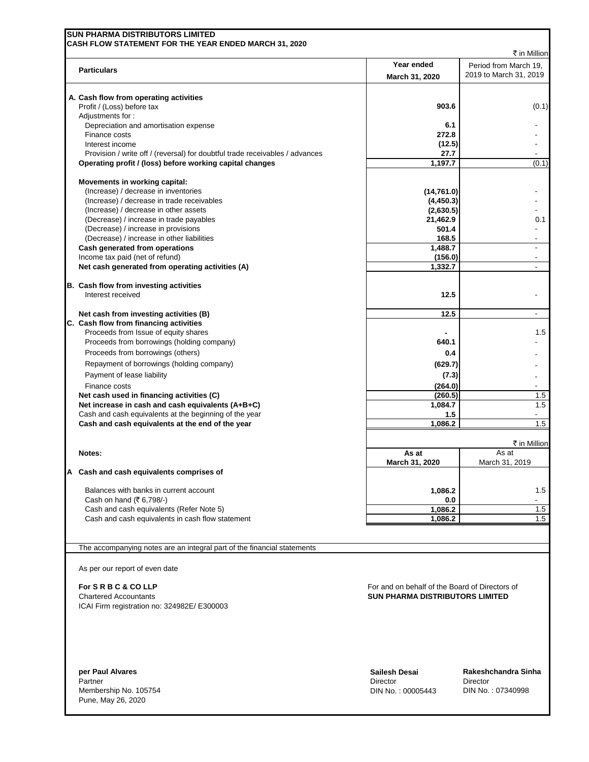**SUN PHARMA DISTRIBUTORS LIMITED**
**CASH FLOW STATEMENT FOR THE YEAR ENDED MARCH 31, 2020**

₹ in Million

| Particulars | Year ended March 31, 2020 | Period from March 19, 2019 to March 31, 2019 |
|---|---|---|
| **A. Cash flow from operating activities** | | |
| Profit / (Loss) before tax | **903.6** | (0.1) |
| Adjustments for : | | |
| Depreciation and amortisation expense | **6.1** | - |
| Finance costs | **272.8** | - |
| Interest income | **(12.5)** | - |
| Provision / write off / (reversal) for doubtful trade receivables / advances | **27.7** | - |
| **Operating profit / (loss) before working capital changes** | **1,197.7** | (0.1) |
| **Movements in working capital:** | | |
| (Increase) / decrease in inventories | **(14,761.0)** | - |
| (Increase) / decrease in trade receivables | **(4,450.3)** | - |
| (Increase) / decrease in other assets | **(2,630.5)** | - |
| (Decrease) / increase in trade payables | **21,462.9** | 0.1 |
| (Decrease) / increase in provisions | **501.4** | - |
| (Decrease) / increase in other liabilities | **168.5** | - |
| **Cash generated from operations** | **1,488.7** | - |
| Income tax paid (net of refund) | **(156.0)** | - |
| **Net cash generated from operating activities (A)** | **1,332.7** | - |
| **B. Cash flow from investing activities** | | |
| Interest received | **12.5** | - |
| **Net cash from investing activities (B)** | **12.5** | - |
| **C. Cash flow from financing activities** | | |
| Proceeds from Issue of equity shares | **-** | 1.5 |
| Proceeds from borrowings (holding company) | **640.1** | - |
| Proceeds from borrowings (others) | **0.4** | - |
| Repayment of borrowings (holding company) | **(629.7)** | - |
| Payment of lease liability | **(7.3)** | - |
| Finance costs | **(264.0)** | - |
| **Net cash used in financing activities (C)** | **(260.5)** | 1.5 |
| **Net increase in cash and cash equivalents (A+B+C)** | **1,084.7** | 1.5 |
| Cash and cash equivalents at the beginning of the year | **1.5** | - |
| **Cash and cash equivalents at the end of the year** | **1,086.2** | 1.5 |

₹ in Million

| Notes: | As at March 31, 2020 | As at March 31, 2019 |
|---|---|---|
| **A Cash and cash equivalents comprises of** | | |
| Balances with banks in current account | **1,086.2** | 1.5 |
| Cash on hand (₹ 6,798/-) | **0.0** | - |
| Cash and cash equivalents (Refer Note 5) | **1,086.2** | 1.5 |
| Cash and cash equivalents in cash flow statement | **1,086.2** | 1.5 |

The accompanying notes are an integral part of the financial statements

As per our report of even date

**For S R B C & CO LLP**
Chartered Accountants
ICAI Firm registration no: 324982E/ E300003

For and on behalf of the Board of Directors of
**SUN PHARMA DISTRIBUTORS LIMITED**

**per Paul Alvares**
Partner
Membership No. 105754
Pune, May 26, 2020

**Sailesh Desai**
Director
DIN No. : 00005443

**Rakeshchandra Sinha**
Director
DIN No. : 07340998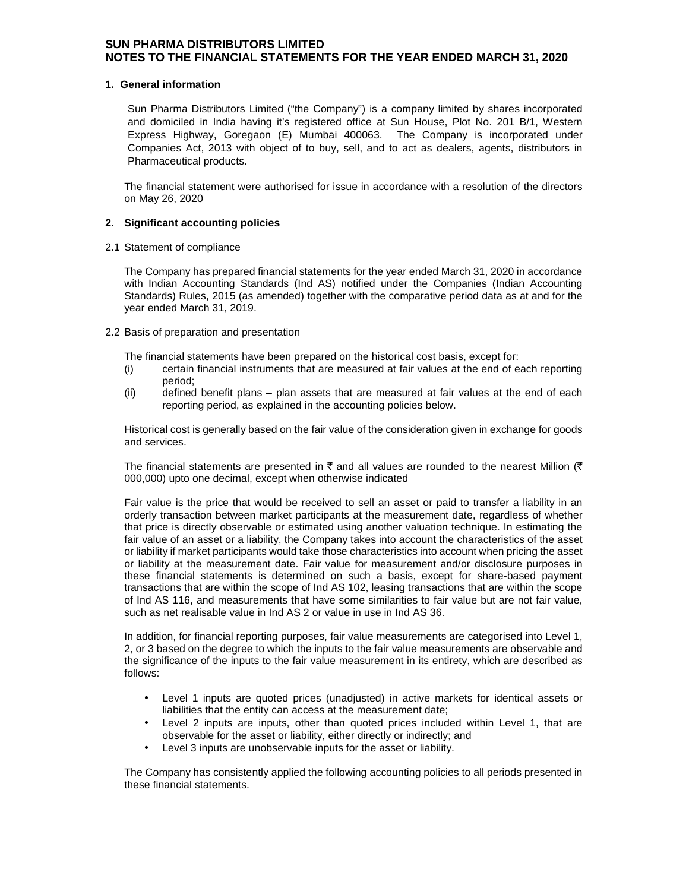# SUN PHARMA DISTRIBUTORS LIMITED
# NOTES TO THE FINANCIAL STATEMENTS FOR THE YEAR ENDED MARCH 31, 2020

## 1. General information

Sun Pharma Distributors Limited ("the Company") is a company limited by shares incorporated and domiciled in India having it's registered office at Sun House, Plot No. 201 B/1, Western Express Highway, Goregaon (E) Mumbai 400063. The Company is incorporated under Companies Act, 2013 with object of to buy, sell, and to act as dealers, agents, distributors in Pharmaceutical products.

The financial statement were authorised for issue in accordance with a resolution of the directors on May 26, 2020

## 2. Significant accounting policies

2.1 Statement of compliance

The Company has prepared financial statements for the year ended March 31, 2020 in accordance with Indian Accounting Standards (Ind AS) notified under the Companies (Indian Accounting Standards) Rules, 2015 (as amended) together with the comparative period data as at and for the year ended March 31, 2019.

2.2 Basis of preparation and presentation

The financial statements have been prepared on the historical cost basis, except for:

(i) certain financial instruments that are measured at fair values at the end of each reporting period;

(ii) defined benefit plans – plan assets that are measured at fair values at the end of each reporting period, as explained in the accounting policies below.

Historical cost is generally based on the fair value of the consideration given in exchange for goods and services.

The financial statements are presented in ₹ and all values are rounded to the nearest Million (₹ 000,000) upto one decimal, except when otherwise indicated

Fair value is the price that would be received to sell an asset or paid to transfer a liability in an orderly transaction between market participants at the measurement date, regardless of whether that price is directly observable or estimated using another valuation technique. In estimating the fair value of an asset or a liability, the Company takes into account the characteristics of the asset or liability if market participants would take those characteristics into account when pricing the asset or liability at the measurement date. Fair value for measurement and/or disclosure purposes in these financial statements is determined on such a basis, except for share-based payment transactions that are within the scope of Ind AS 102, leasing transactions that are within the scope of Ind AS 116, and measurements that have some similarities to fair value but are not fair value, such as net realisable value in Ind AS 2 or value in use in Ind AS 36.

In addition, for financial reporting purposes, fair value measurements are categorised into Level 1, 2, or 3 based on the degree to which the inputs to the fair value measurements are observable and the significance of the inputs to the fair value measurement in its entirety, which are described as follows:

- Level 1 inputs are quoted prices (unadjusted) in active markets for identical assets or liabilities that the entity can access at the measurement date;
- Level 2 inputs are inputs, other than quoted prices included within Level 1, that are observable for the asset or liability, either directly or indirectly; and
- Level 3 inputs are unobservable inputs for the asset or liability.

The Company has consistently applied the following accounting policies to all periods presented in these financial statements.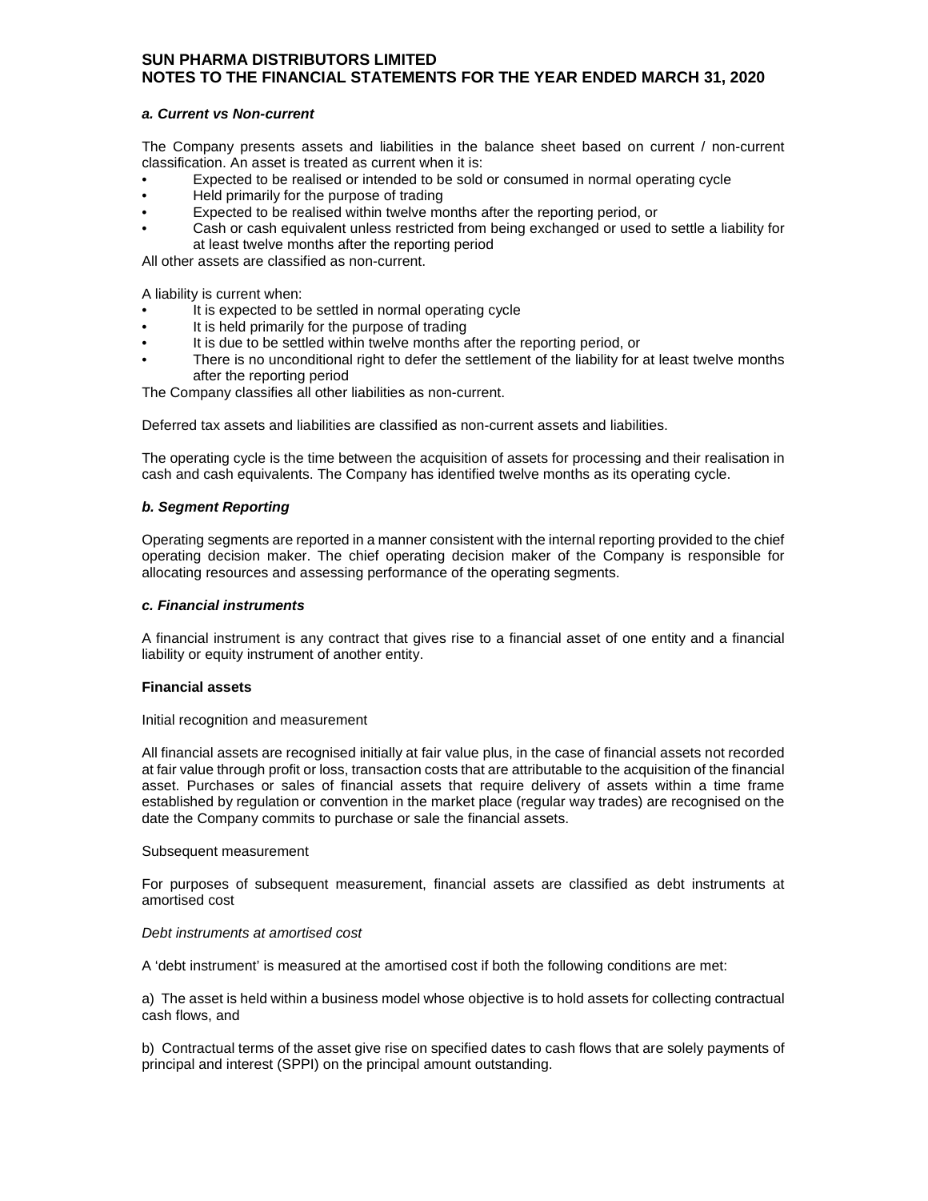# SUN PHARMA DISTRIBUTORS LIMITED
# NOTES TO THE FINANCIAL STATEMENTS FOR THE YEAR ENDED MARCH 31, 2020

### *a. Current vs Non-current*

The Company presents assets and liabilities in the balance sheet based on current / non-current classification. An asset is treated as current when it is:

- Expected to be realised or intended to be sold or consumed in normal operating cycle
- Held primarily for the purpose of trading
- Expected to be realised within twelve months after the reporting period, or
- Cash or cash equivalent unless restricted from being exchanged or used to settle a liability for at least twelve months after the reporting period

All other assets are classified as non-current.

A liability is current when:

- It is expected to be settled in normal operating cycle
- It is held primarily for the purpose of trading
- It is due to be settled within twelve months after the reporting period, or
- There is no unconditional right to defer the settlement of the liability for at least twelve months after the reporting period

The Company classifies all other liabilities as non-current.

Deferred tax assets and liabilities are classified as non-current assets and liabilities.

The operating cycle is the time between the acquisition of assets for processing and their realisation in cash and cash equivalents. The Company has identified twelve months as its operating cycle.

### *b. Segment Reporting*

Operating segments are reported in a manner consistent with the internal reporting provided to the chief operating decision maker. The chief operating decision maker of the Company is responsible for allocating resources and assessing performance of the operating segments.

### *c. Financial instruments*

A financial instrument is any contract that gives rise to a financial asset of one entity and a financial liability or equity instrument of another entity.

**Financial assets**

Initial recognition and measurement

All financial assets are recognised initially at fair value plus, in the case of financial assets not recorded at fair value through profit or loss, transaction costs that are attributable to the acquisition of the financial asset. Purchases or sales of financial assets that require delivery of assets within a time frame established by regulation or convention in the market place (regular way trades) are recognised on the date the Company commits to purchase or sale the financial assets.

Subsequent measurement

For purposes of subsequent measurement, financial assets are classified as debt instruments at amortised cost

*Debt instruments at amortised cost*

A 'debt instrument' is measured at the amortised cost if both the following conditions are met:

a) The asset is held within a business model whose objective is to hold assets for collecting contractual cash flows, and

b) Contractual terms of the asset give rise on specified dates to cash flows that are solely payments of principal and interest (SPPI) on the principal amount outstanding.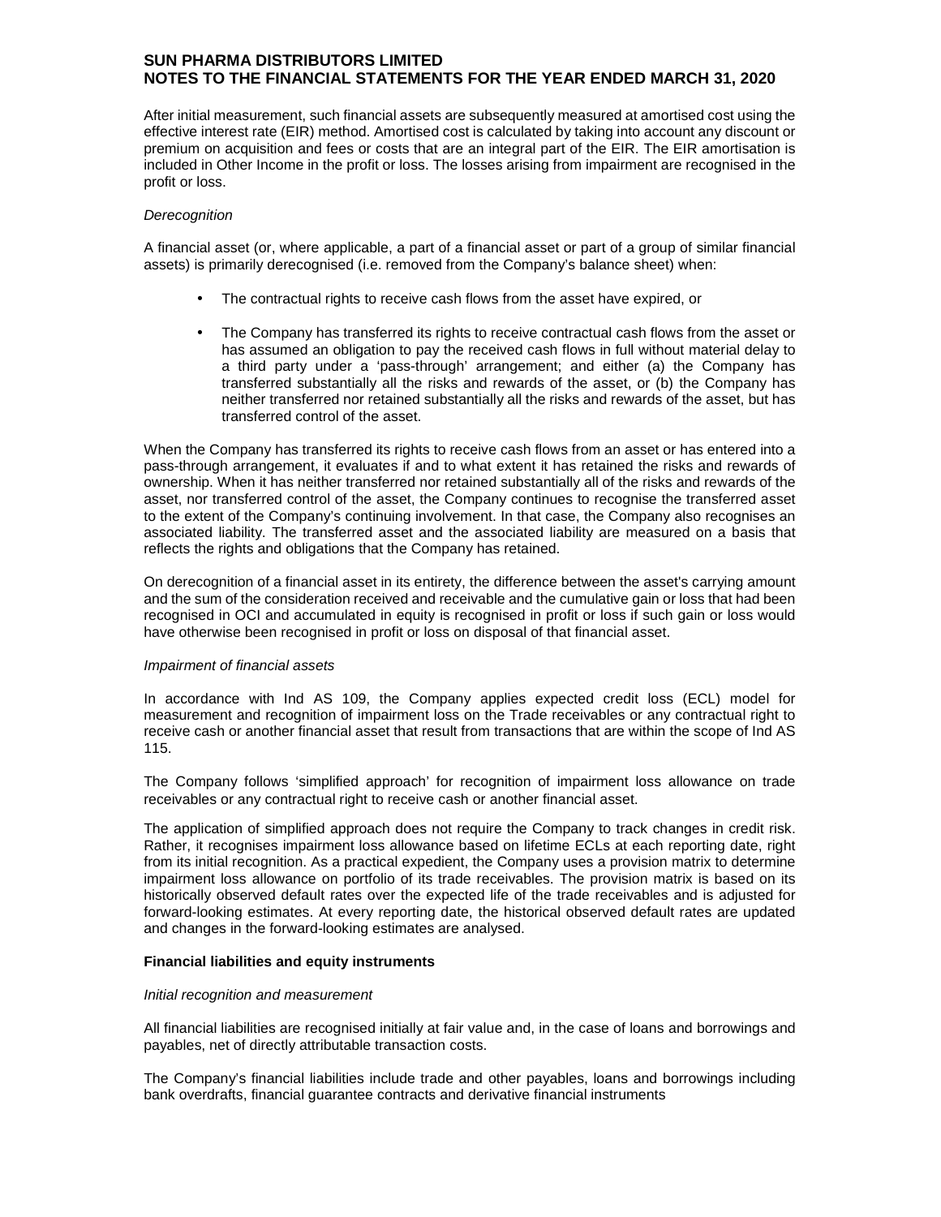After initial measurement, such financial assets are subsequently measured at amortised cost using the effective interest rate (EIR) method. Amortised cost is calculated by taking into account any discount or premium on acquisition and fees or costs that are an integral part of the EIR. The EIR amortisation is included in Other Income in the profit or loss. The losses arising from impairment are recognised in the profit or loss.

*Derecognition*

A financial asset (or, where applicable, a part of a financial asset or part of a group of similar financial assets) is primarily derecognised (i.e. removed from the Company's balance sheet) when:

- The contractual rights to receive cash flows from the asset have expired, or
- The Company has transferred its rights to receive contractual cash flows from the asset or has assumed an obligation to pay the received cash flows in full without material delay to a third party under a 'pass-through' arrangement; and either (a) the Company has transferred substantially all the risks and rewards of the asset, or (b) the Company has neither transferred nor retained substantially all the risks and rewards of the asset, but has transferred control of the asset.

When the Company has transferred its rights to receive cash flows from an asset or has entered into a pass-through arrangement, it evaluates if and to what extent it has retained the risks and rewards of ownership. When it has neither transferred nor retained substantially all of the risks and rewards of the asset, nor transferred control of the asset, the Company continues to recognise the transferred asset to the extent of the Company's continuing involvement. In that case, the Company also recognises an associated liability. The transferred asset and the associated liability are measured on a basis that reflects the rights and obligations that the Company has retained.

On derecognition of a financial asset in its entirety, the difference between the asset's carrying amount and the sum of the consideration received and receivable and the cumulative gain or loss that had been recognised in OCI and accumulated in equity is recognised in profit or loss if such gain or loss would have otherwise been recognised in profit or loss on disposal of that financial asset.

*Impairment of financial assets*

In accordance with Ind AS 109, the Company applies expected credit loss (ECL) model for measurement and recognition of impairment loss on the Trade receivables or any contractual right to receive cash or another financial asset that result from transactions that are within the scope of Ind AS 115.

The Company follows 'simplified approach' for recognition of impairment loss allowance on trade receivables or any contractual right to receive cash or another financial asset.

The application of simplified approach does not require the Company to track changes in credit risk. Rather, it recognises impairment loss allowance based on lifetime ECLs at each reporting date, right from its initial recognition. As a practical expedient, the Company uses a provision matrix to determine impairment loss allowance on portfolio of its trade receivables. The provision matrix is based on its historically observed default rates over the expected life of the trade receivables and is adjusted for forward-looking estimates. At every reporting date, the historical observed default rates are updated and changes in the forward-looking estimates are analysed.

**Financial liabilities and equity instruments**

*Initial recognition and measurement*

All financial liabilities are recognised initially at fair value and, in the case of loans and borrowings and payables, net of directly attributable transaction costs.

The Company's financial liabilities include trade and other payables, loans and borrowings including bank overdrafts, financial guarantee contracts and derivative financial instruments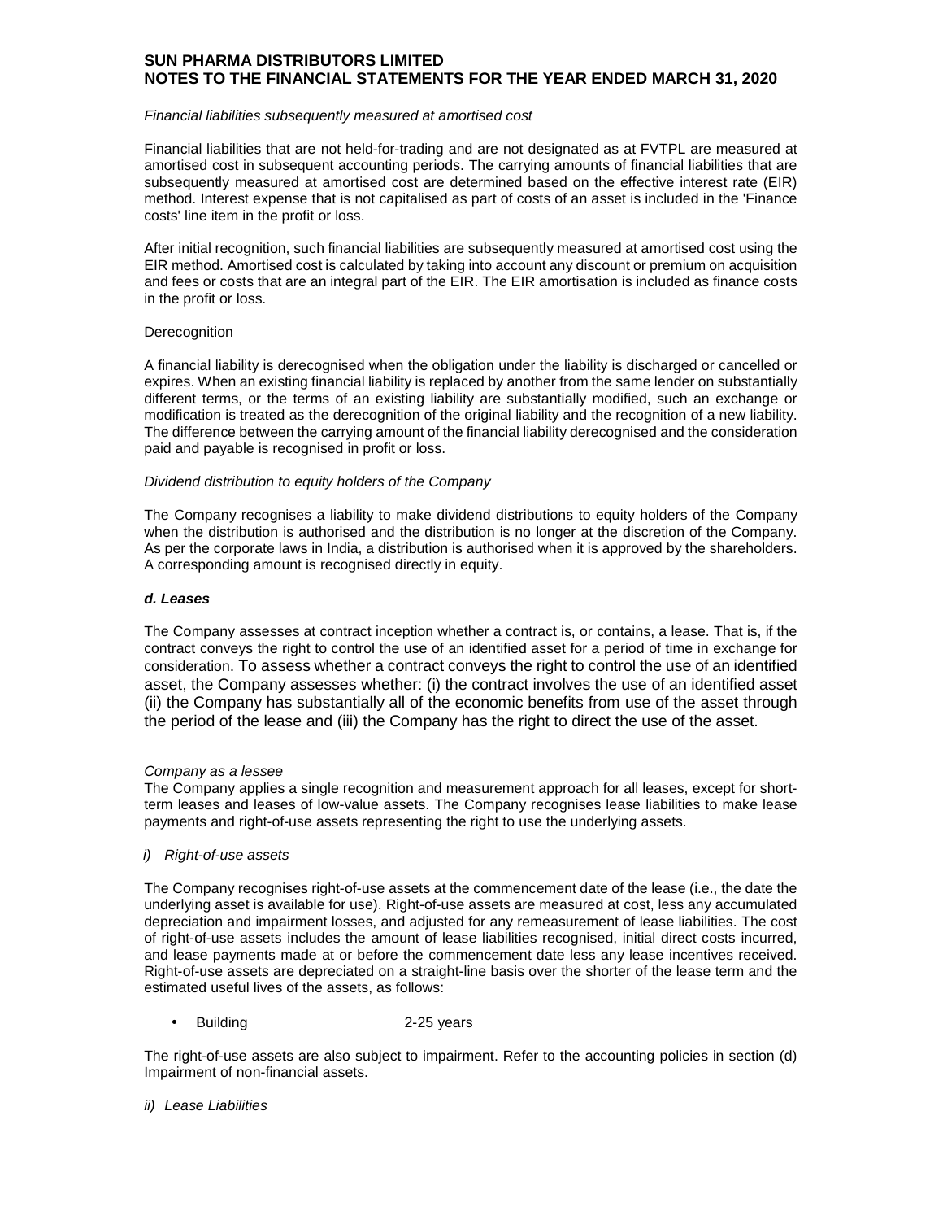*Financial liabilities subsequently measured at amortised cost*

Financial liabilities that are not held-for-trading and are not designated as at FVTPL are measured at amortised cost in subsequent accounting periods. The carrying amounts of financial liabilities that are subsequently measured at amortised cost are determined based on the effective interest rate (EIR) method. Interest expense that is not capitalised as part of costs of an asset is included in the 'Finance costs' line item in the profit or loss.

After initial recognition, such financial liabilities are subsequently measured at amortised cost using the EIR method. Amortised cost is calculated by taking into account any discount or premium on acquisition and fees or costs that are an integral part of the EIR. The EIR amortisation is included as finance costs in the profit or loss.

Derecognition

A financial liability is derecognised when the obligation under the liability is discharged or cancelled or expires. When an existing financial liability is replaced by another from the same lender on substantially different terms, or the terms of an existing liability are substantially modified, such an exchange or modification is treated as the derecognition of the original liability and the recognition of a new liability. The difference between the carrying amount of the financial liability derecognised and the consideration paid and payable is recognised in profit or loss.

*Dividend distribution to equity holders of the Company*

The Company recognises a liability to make dividend distributions to equity holders of the Company when the distribution is authorised and the distribution is no longer at the discretion of the Company. As per the corporate laws in India, a distribution is authorised when it is approved by the shareholders. A corresponding amount is recognised directly in equity.

***d. Leases***

The Company assesses at contract inception whether a contract is, or contains, a lease. That is, if the contract conveys the right to control the use of an identified asset for a period of time in exchange for consideration. To assess whether a contract conveys the right to control the use of an identified asset, the Company assesses whether: (i) the contract involves the use of an identified asset (ii) the Company has substantially all of the economic benefits from use of the asset through the period of the lease and (iii) the Company has the right to direct the use of the asset.

*Company as a lessee*

The Company applies a single recognition and measurement approach for all leases, except for short-term leases and leases of low-value assets. The Company recognises lease liabilities to make lease payments and right-of-use assets representing the right to use the underlying assets.

*i) Right-of-use assets*

The Company recognises right-of-use assets at the commencement date of the lease (i.e., the date the underlying asset is available for use). Right-of-use assets are measured at cost, less any accumulated depreciation and impairment losses, and adjusted for any remeasurement of lease liabilities. The cost of right-of-use assets includes the amount of lease liabilities recognised, initial direct costs incurred, and lease payments made at or before the commencement date less any lease incentives received. Right-of-use assets are depreciated on a straight-line basis over the shorter of the lease term and the estimated useful lives of the assets, as follows:

- Building 2-25 years

The right-of-use assets are also subject to impairment. Refer to the accounting policies in section (d) Impairment of non-financial assets.

*ii) Lease Liabilities*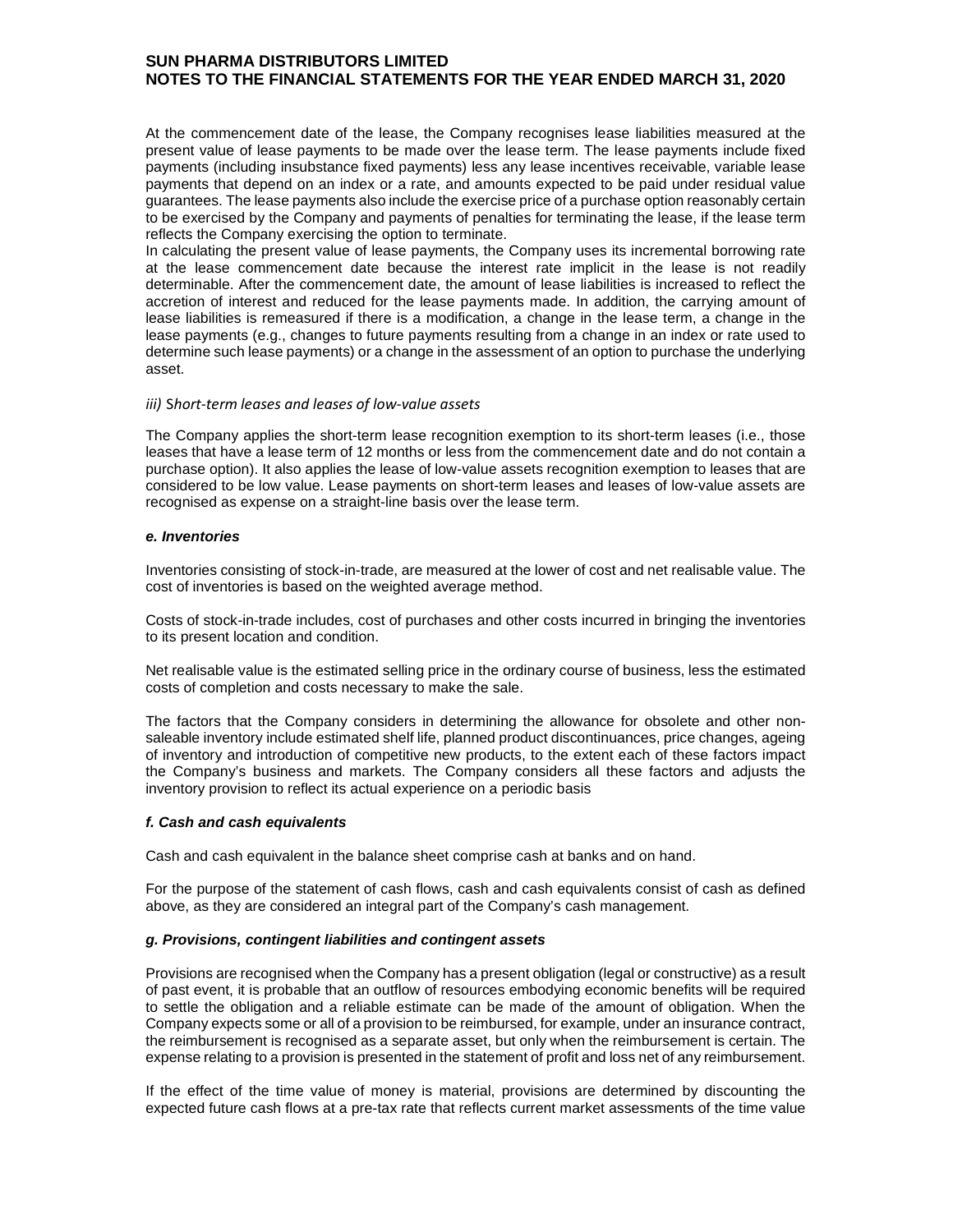At the commencement date of the lease, the Company recognises lease liabilities measured at the present value of lease payments to be made over the lease term. The lease payments include fixed payments (including insubstance fixed payments) less any lease incentives receivable, variable lease payments that depend on an index or a rate, and amounts expected to be paid under residual value guarantees. The lease payments also include the exercise price of a purchase option reasonably certain to be exercised by the Company and payments of penalties for terminating the lease, if the lease term reflects the Company exercising the option to terminate.

In calculating the present value of lease payments, the Company uses its incremental borrowing rate at the lease commencement date because the interest rate implicit in the lease is not readily determinable. After the commencement date, the amount of lease liabilities is increased to reflect the accretion of interest and reduced for the lease payments made. In addition, the carrying amount of lease liabilities is remeasured if there is a modification, a change in the lease term, a change in the lease payments (e.g., changes to future payments resulting from a change in an index or rate used to determine such lease payments) or a change in the assessment of an option to purchase the underlying asset.

*iii) Short-term leases and leases of low-value assets*

The Company applies the short-term lease recognition exemption to its short-term leases (i.e., those leases that have a lease term of 12 months or less from the commencement date and do not contain a purchase option). It also applies the lease of low-value assets recognition exemption to leases that are considered to be low value. Lease payments on short-term leases and leases of low-value assets are recognised as expense on a straight-line basis over the lease term.

***e. Inventories***

Inventories consisting of stock-in-trade, are measured at the lower of cost and net realisable value. The cost of inventories is based on the weighted average method.

Costs of stock-in-trade includes, cost of purchases and other costs incurred in bringing the inventories to its present location and condition.

Net realisable value is the estimated selling price in the ordinary course of business, less the estimated costs of completion and costs necessary to make the sale.

The factors that the Company considers in determining the allowance for obsolete and other non-saleable inventory include estimated shelf life, planned product discontinuances, price changes, ageing of inventory and introduction of competitive new products, to the extent each of these factors impact the Company's business and markets. The Company considers all these factors and adjusts the inventory provision to reflect its actual experience on a periodic basis

***f. Cash and cash equivalents***

Cash and cash equivalent in the balance sheet comprise cash at banks and on hand.

For the purpose of the statement of cash flows, cash and cash equivalents consist of cash as defined above, as they are considered an integral part of the Company's cash management.

***g. Provisions, contingent liabilities and contingent assets***

Provisions are recognised when the Company has a present obligation (legal or constructive) as a result of past event, it is probable that an outflow of resources embodying economic benefits will be required to settle the obligation and a reliable estimate can be made of the amount of obligation. When the Company expects some or all of a provision to be reimbursed, for example, under an insurance contract, the reimbursement is recognised as a separate asset, but only when the reimbursement is certain. The expense relating to a provision is presented in the statement of profit and loss net of any reimbursement.

If the effect of the time value of money is material, provisions are determined by discounting the expected future cash flows at a pre-tax rate that reflects current market assessments of the time value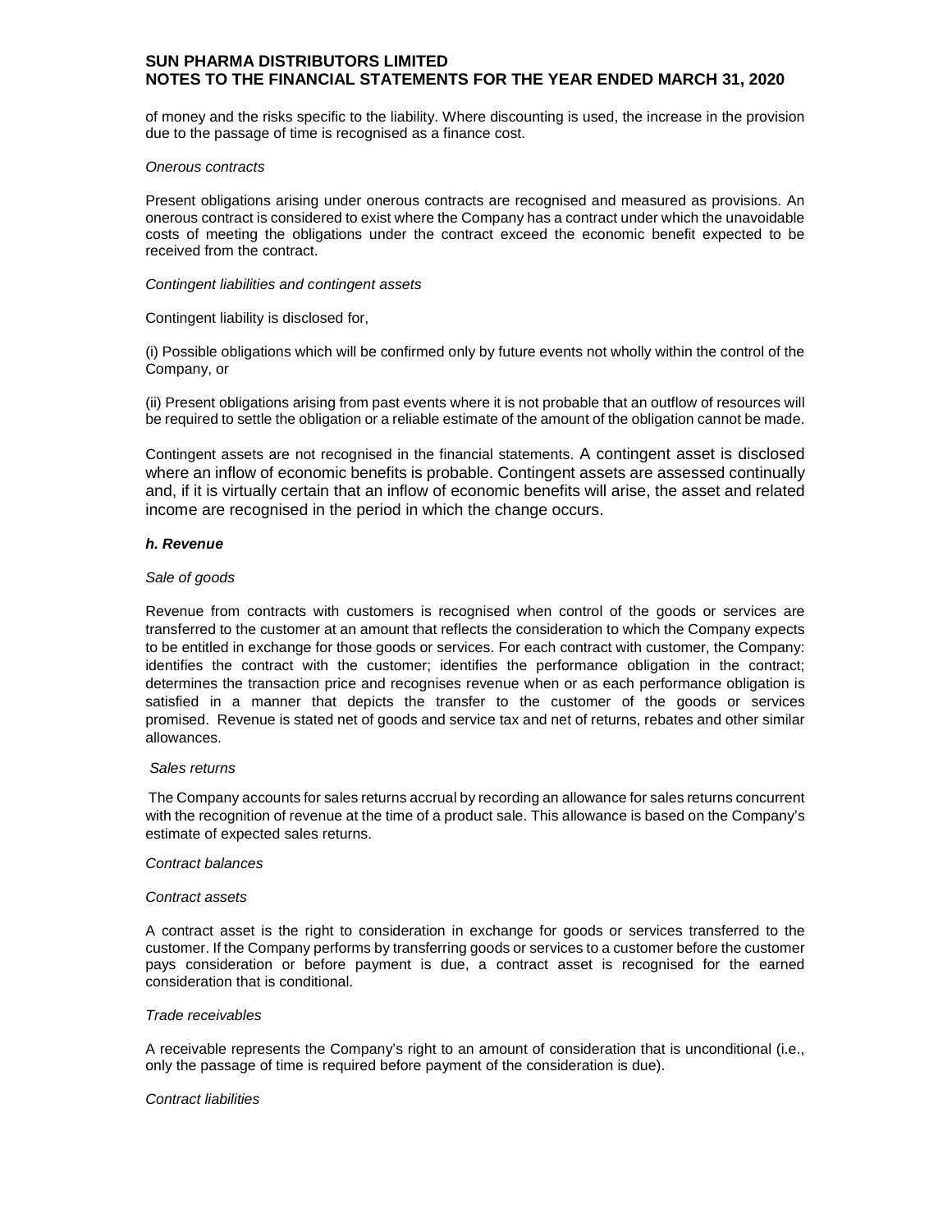of money and the risks specific to the liability. Where discounting is used, the increase in the provision due to the passage of time is recognised as a finance cost.

*Onerous contracts*

Present obligations arising under onerous contracts are recognised and measured as provisions. An onerous contract is considered to exist where the Company has a contract under which the unavoidable costs of meeting the obligations under the contract exceed the economic benefit expected to be received from the contract.

*Contingent liabilities and contingent assets*

Contingent liability is disclosed for,

(i) Possible obligations which will be confirmed only by future events not wholly within the control of the Company, or

(ii) Present obligations arising from past events where it is not probable that an outflow of resources will be required to settle the obligation or a reliable estimate of the amount of the obligation cannot be made.

Contingent assets are not recognised in the financial statements. A contingent asset is disclosed where an inflow of economic benefits is probable. Contingent assets are assessed continually and, if it is virtually certain that an inflow of economic benefits will arise, the asset and related income are recognised in the period in which the change occurs.

### *h. Revenue*

*Sale of goods*

Revenue from contracts with customers is recognised when control of the goods or services are transferred to the customer at an amount that reflects the consideration to which the Company expects to be entitled in exchange for those goods or services. For each contract with customer, the Company: identifies the contract with the customer; identifies the performance obligation in the contract; determines the transaction price and recognises revenue when or as each performance obligation is satisfied in a manner that depicts the transfer to the customer of the goods or services promised. Revenue is stated net of goods and service tax and net of returns, rebates and other similar allowances.

*Sales returns*

The Company accounts for sales returns accrual by recording an allowance for sales returns concurrent with the recognition of revenue at the time of a product sale. This allowance is based on the Company's estimate of expected sales returns.

*Contract balances*

*Contract assets*

A contract asset is the right to consideration in exchange for goods or services transferred to the customer. If the Company performs by transferring goods or services to a customer before the customer pays consideration or before payment is due, a contract asset is recognised for the earned consideration that is conditional.

*Trade receivables*

A receivable represents the Company's right to an amount of consideration that is unconditional (i.e., only the passage of time is required before payment of the consideration is due).

*Contract liabilities*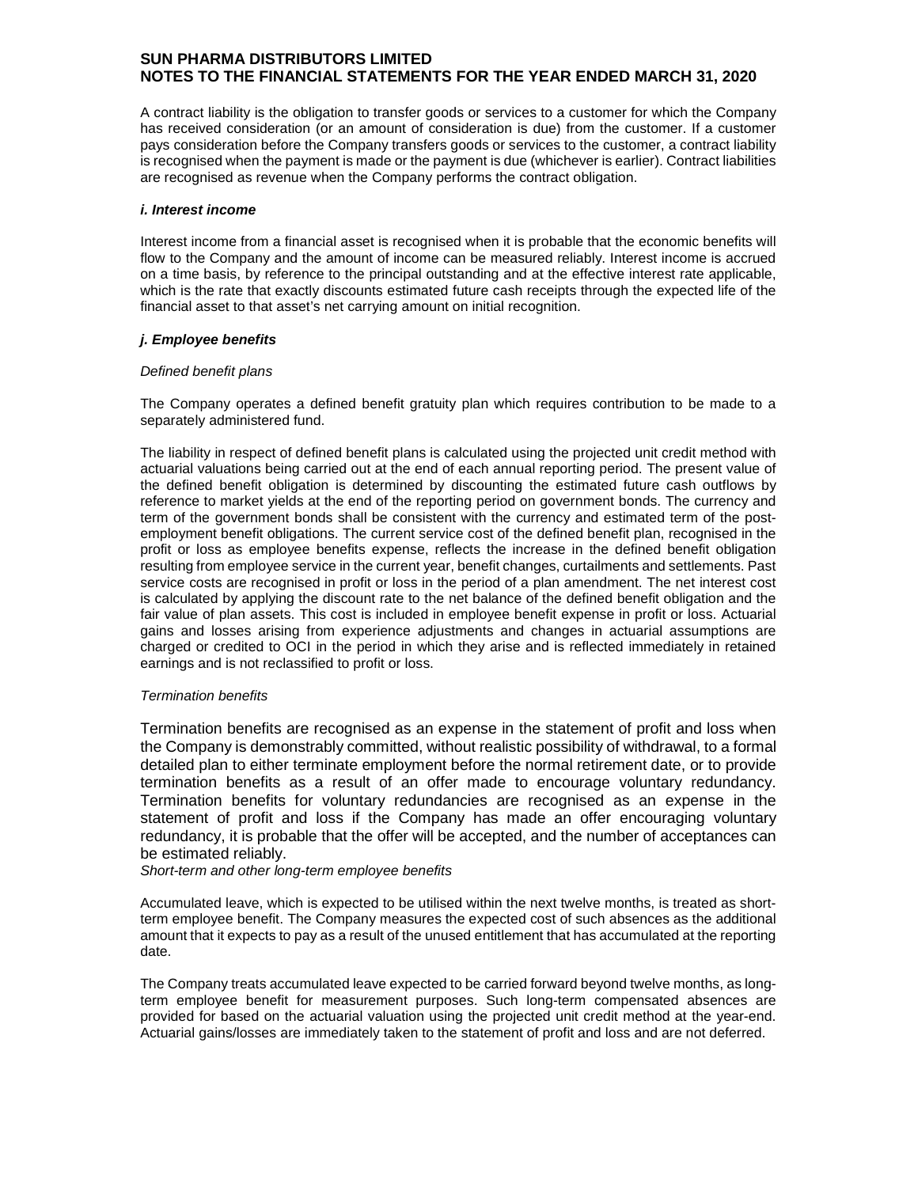A contract liability is the obligation to transfer goods or services to a customer for which the Company has received consideration (or an amount of consideration is due) from the customer. If a customer pays consideration before the Company transfers goods or services to the customer, a contract liability is recognised when the payment is made or the payment is due (whichever is earlier). Contract liabilities are recognised as revenue when the Company performs the contract obligation.

***i. Interest income***

Interest income from a financial asset is recognised when it is probable that the economic benefits will flow to the Company and the amount of income can be measured reliably. Interest income is accrued on a time basis, by reference to the principal outstanding and at the effective interest rate applicable, which is the rate that exactly discounts estimated future cash receipts through the expected life of the financial asset to that asset's net carrying amount on initial recognition.

***j. Employee benefits***

*Defined benefit plans*

The Company operates a defined benefit gratuity plan which requires contribution to be made to a separately administered fund.

The liability in respect of defined benefit plans is calculated using the projected unit credit method with actuarial valuations being carried out at the end of each annual reporting period. The present value of the defined benefit obligation is determined by discounting the estimated future cash outflows by reference to market yields at the end of the reporting period on government bonds. The currency and term of the government bonds shall be consistent with the currency and estimated term of the post-employment benefit obligations. The current service cost of the defined benefit plan, recognised in the profit or loss as employee benefits expense, reflects the increase in the defined benefit obligation resulting from employee service in the current year, benefit changes, curtailments and settlements. Past service costs are recognised in profit or loss in the period of a plan amendment. The net interest cost is calculated by applying the discount rate to the net balance of the defined benefit obligation and the fair value of plan assets. This cost is included in employee benefit expense in profit or loss. Actuarial gains and losses arising from experience adjustments and changes in actuarial assumptions are charged or credited to OCI in the period in which they arise and is reflected immediately in retained earnings and is not reclassified to profit or loss.

*Termination benefits*

Termination benefits are recognised as an expense in the statement of profit and loss when the Company is demonstrably committed, without realistic possibility of withdrawal, to a formal detailed plan to either terminate employment before the normal retirement date, or to provide termination benefits as a result of an offer made to encourage voluntary redundancy. Termination benefits for voluntary redundancies are recognised as an expense in the statement of profit and loss if the Company has made an offer encouraging voluntary redundancy, it is probable that the offer will be accepted, and the number of acceptances can be estimated reliably.

*Short-term and other long-term employee benefits*

Accumulated leave, which is expected to be utilised within the next twelve months, is treated as short-term employee benefit. The Company measures the expected cost of such absences as the additional amount that it expects to pay as a result of the unused entitlement that has accumulated at the reporting date.

The Company treats accumulated leave expected to be carried forward beyond twelve months, as long-term employee benefit for measurement purposes. Such long-term compensated absences are provided for based on the actuarial valuation using the projected unit credit method at the year-end. Actuarial gains/losses are immediately taken to the statement of profit and loss and are not deferred.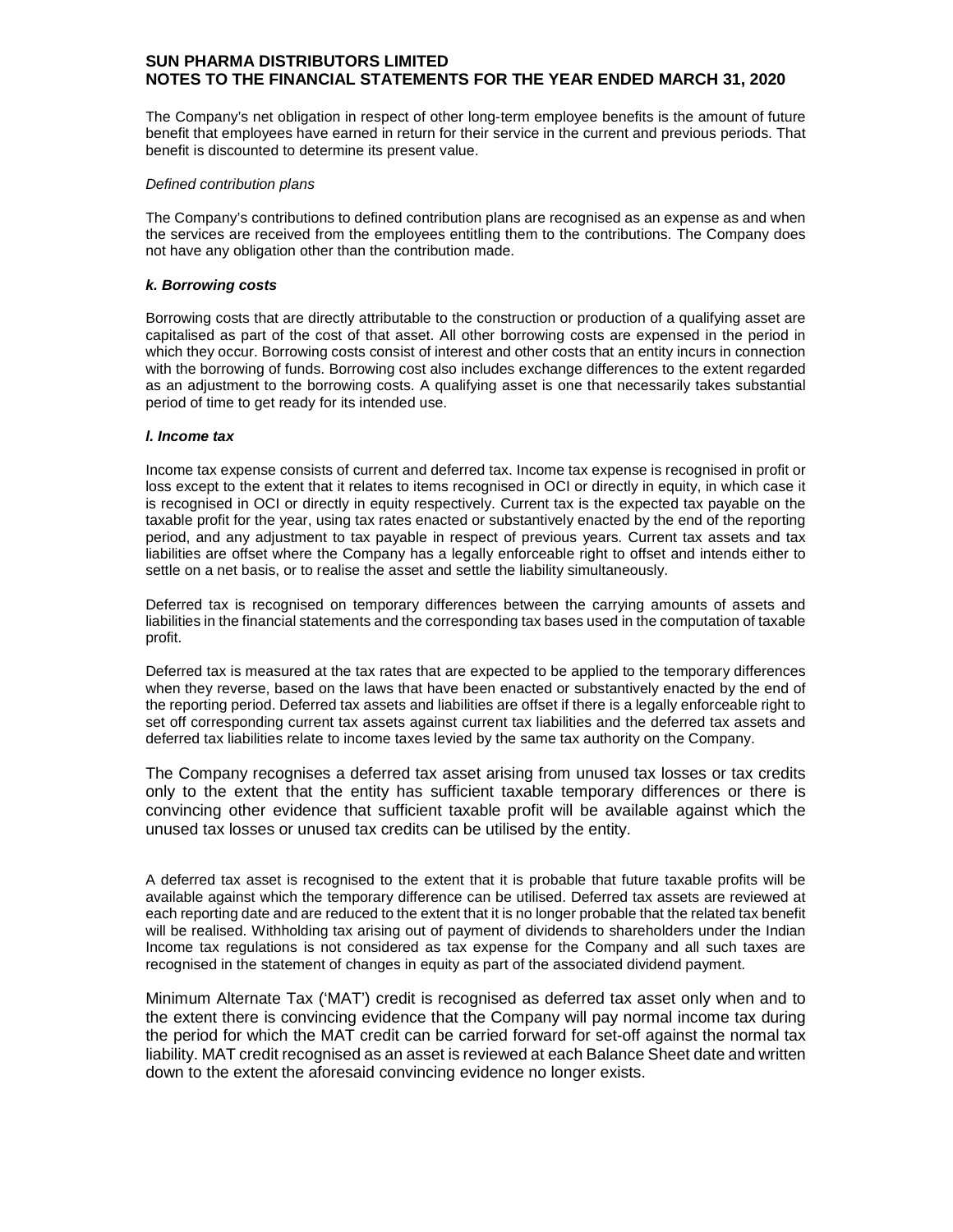The Company's net obligation in respect of other long-term employee benefits is the amount of future benefit that employees have earned in return for their service in the current and previous periods. That benefit is discounted to determine its present value.

*Defined contribution plans*

The Company's contributions to defined contribution plans are recognised as an expense as and when the services are received from the employees entitling them to the contributions. The Company does not have any obligation other than the contribution made.

***k. Borrowing costs***

Borrowing costs that are directly attributable to the construction or production of a qualifying asset are capitalised as part of the cost of that asset. All other borrowing costs are expensed in the period in which they occur. Borrowing costs consist of interest and other costs that an entity incurs in connection with the borrowing of funds. Borrowing cost also includes exchange differences to the extent regarded as an adjustment to the borrowing costs. A qualifying asset is one that necessarily takes substantial period of time to get ready for its intended use.

***l. Income tax***

Income tax expense consists of current and deferred tax. Income tax expense is recognised in profit or loss except to the extent that it relates to items recognised in OCI or directly in equity, in which case it is recognised in OCI or directly in equity respectively. Current tax is the expected tax payable on the taxable profit for the year, using tax rates enacted or substantively enacted by the end of the reporting period, and any adjustment to tax payable in respect of previous years. Current tax assets and tax liabilities are offset where the Company has a legally enforceable right to offset and intends either to settle on a net basis, or to realise the asset and settle the liability simultaneously.

Deferred tax is recognised on temporary differences between the carrying amounts of assets and liabilities in the financial statements and the corresponding tax bases used in the computation of taxable profit.

Deferred tax is measured at the tax rates that are expected to be applied to the temporary differences when they reverse, based on the laws that have been enacted or substantively enacted by the end of the reporting period. Deferred tax assets and liabilities are offset if there is a legally enforceable right to set off corresponding current tax assets against current tax liabilities and the deferred tax assets and deferred tax liabilities relate to income taxes levied by the same tax authority on the Company.

The Company recognises a deferred tax asset arising from unused tax losses or tax credits only to the extent that the entity has sufficient taxable temporary differences or there is convincing other evidence that sufficient taxable profit will be available against which the unused tax losses or unused tax credits can be utilised by the entity.

A deferred tax asset is recognised to the extent that it is probable that future taxable profits will be available against which the temporary difference can be utilised. Deferred tax assets are reviewed at each reporting date and are reduced to the extent that it is no longer probable that the related tax benefit will be realised. Withholding tax arising out of payment of dividends to shareholders under the Indian Income tax regulations is not considered as tax expense for the Company and all such taxes are recognised in the statement of changes in equity as part of the associated dividend payment.

Minimum Alternate Tax ('MAT') credit is recognised as deferred tax asset only when and to the extent there is convincing evidence that the Company will pay normal income tax during the period for which the MAT credit can be carried forward for set-off against the normal tax liability. MAT credit recognised as an asset is reviewed at each Balance Sheet date and written down to the extent the aforesaid convincing evidence no longer exists.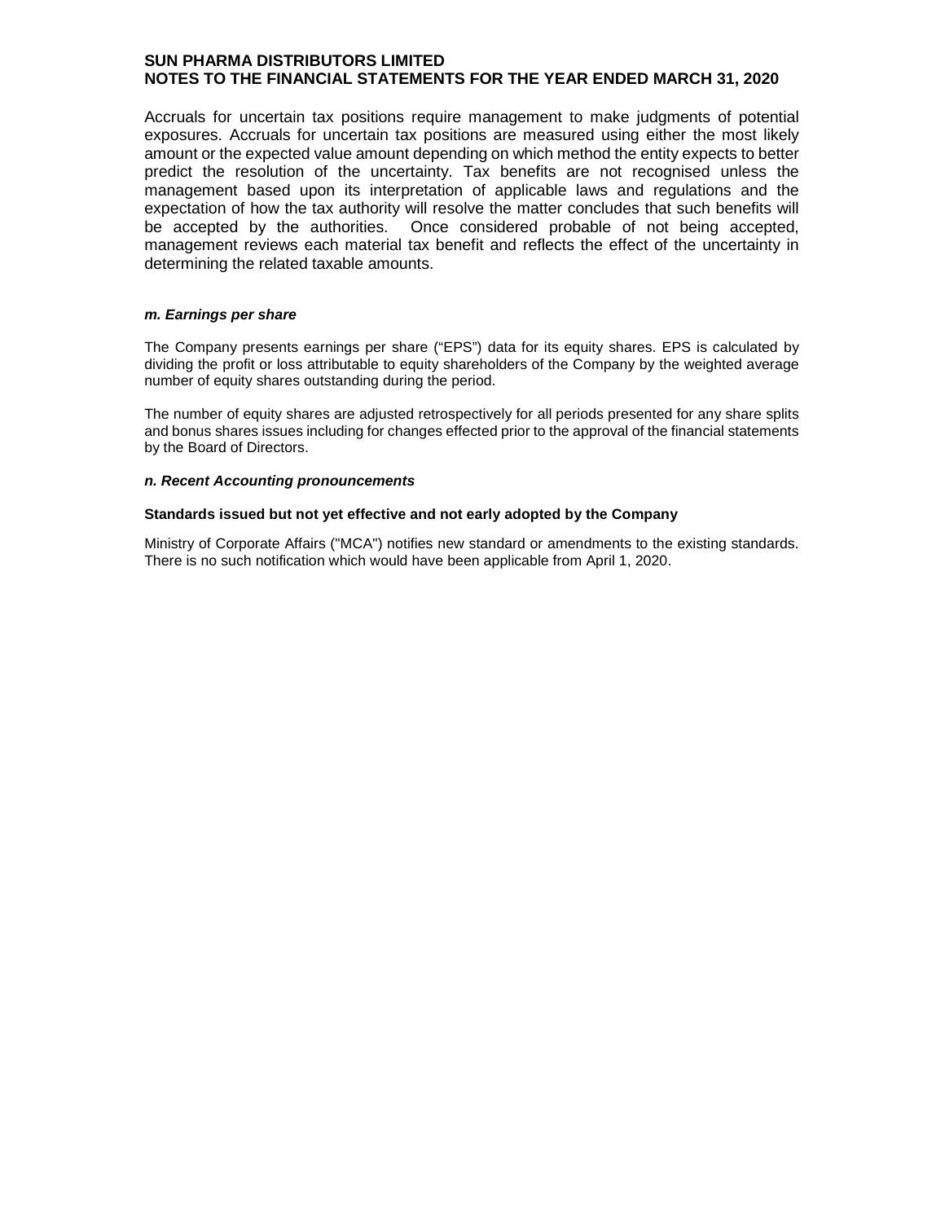Accruals for uncertain tax positions require management to make judgments of potential exposures. Accruals for uncertain tax positions are measured using either the most likely amount or the expected value amount depending on which method the entity expects to better predict the resolution of the uncertainty. Tax benefits are not recognised unless the management based upon its interpretation of applicable laws and regulations and the expectation of how the tax authority will resolve the matter concludes that such benefits will be accepted by the authorities. Once considered probable of not being accepted, management reviews each material tax benefit and reflects the effect of the uncertainty in determining the related taxable amounts.

***m. Earnings per share***

The Company presents earnings per share ("EPS") data for its equity shares. EPS is calculated by dividing the profit or loss attributable to equity shareholders of the Company by the weighted average number of equity shares outstanding during the period.

The number of equity shares are adjusted retrospectively for all periods presented for any share splits and bonus shares issues including for changes effected prior to the approval of the financial statements by the Board of Directors.

***n. Recent Accounting pronouncements***

**Standards issued but not yet effective and not early adopted by the Company**

Ministry of Corporate Affairs ("MCA") notifies new standard or amendments to the existing standards. There is no such notification which would have been applicable from April 1, 2020.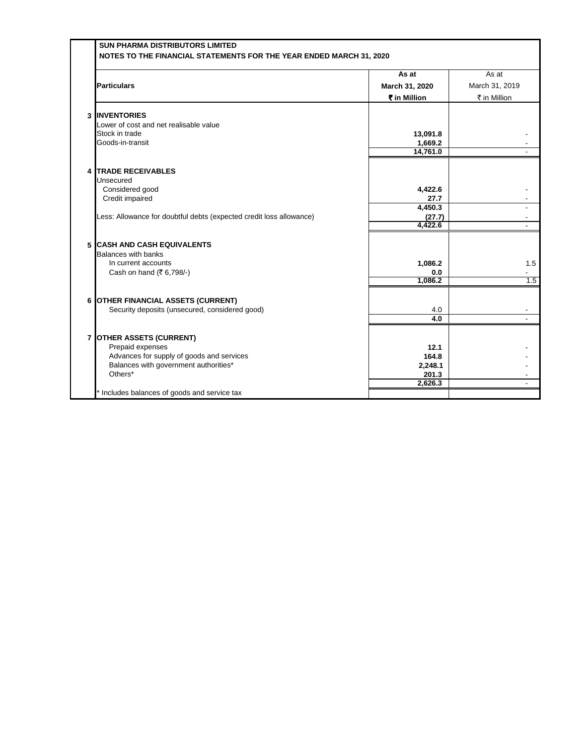**SUN PHARMA DISTRIBUTORS LIMITED**

**NOTES TO THE FINANCIAL STATEMENTS FOR THE YEAR ENDED MARCH 31, 2020**

| | Particulars | As at March 31, 2020 ₹ in Million | As at March 31, 2019 ₹ in Million |
|---|---|---|---|
| **3** | **INVENTORIES** | | |
| | Lower of cost and net realisable value | | |
| | Stock in trade | **13,091.8** | - |
| | Goods-in-transit | **1,669.2** | - |
| | | **14,761.0** | - |
| **4** | **TRADE RECEIVABLES** | | |
| | Unsecured | | |
| | Considered good | **4,422.6** | - |
| | Credit impaired | **27.7** | - |
| | | **4,450.3** | - |
| | Less: Allowance for doubtful debts (expected credit loss allowance) | **(27.7)** | - |
| | | **4,422.6** | - |
| **5** | **CASH AND CASH EQUIVALENTS** | | |
| | Balances with banks | | |
| | In current accounts | **1,086.2** | 1.5 |
| | Cash on hand (₹ 6,798/-) | **0.0** | - |
| | | **1,086.2** | 1.5 |
| **6** | **OTHER FINANCIAL ASSETS (CURRENT)** | | |
| | Security deposits (unsecured, considered good) | 4.0 | - |
| | | **4.0** | - |
| **7** | **OTHER ASSETS (CURRENT)** | | |
| | Prepaid expenses | **12.1** | - |
| | Advances for supply of goods and services | **164.8** | - |
| | Balances with government authorities* | **2,248.1** | - |
| | Others* | **201.3** | - |
| | | **2,626.3** | - |
| | * Includes balances of goods and service tax | | |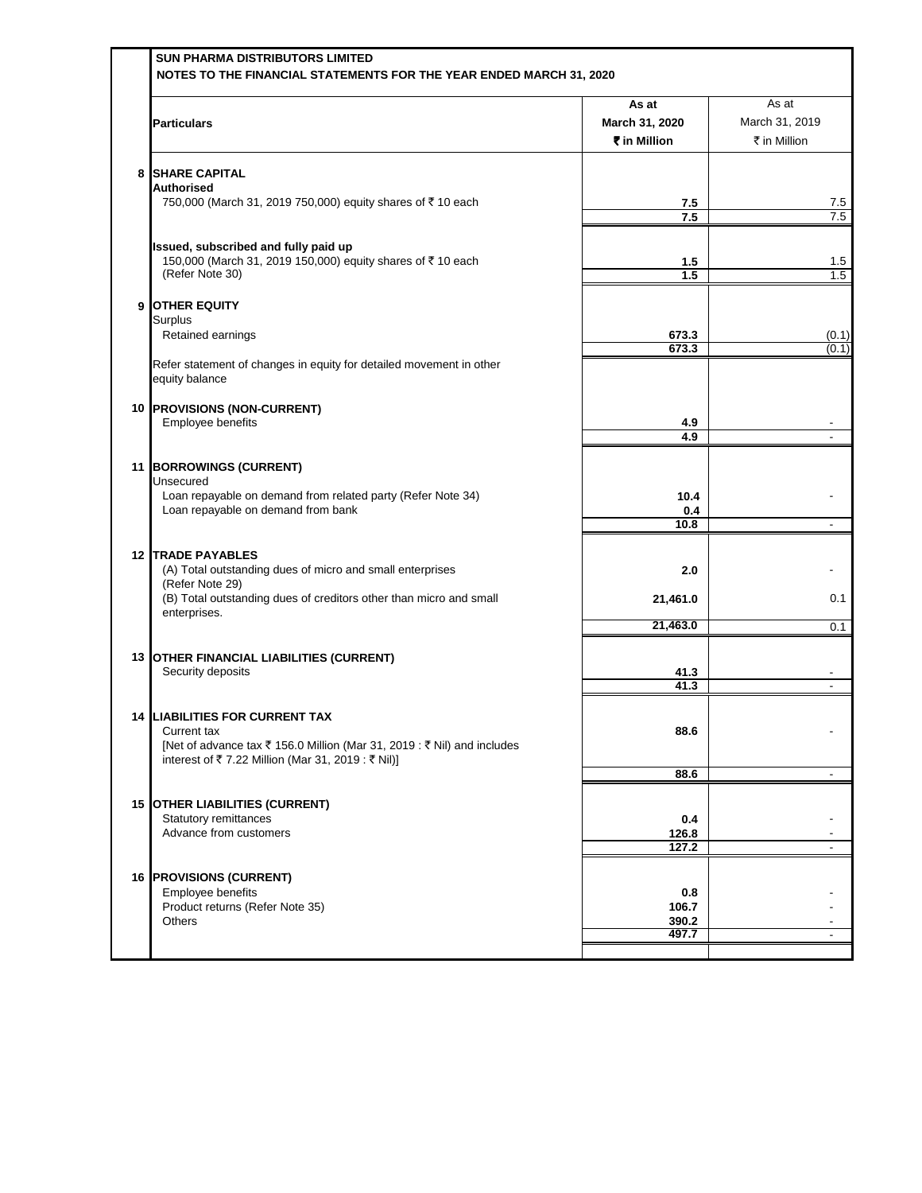**SUN PHARMA DISTRIBUTORS LIMITED**

**NOTES TO THE FINANCIAL STATEMENTS FOR THE YEAR ENDED MARCH 31, 2020**

| | Particulars | As at March 31, 2020 ₹ in Million | As at March 31, 2019 ₹ in Million |
|---|---|---|---|
| **8** | **SHARE CAPITAL** | | |
| | **Authorised** | | |
| | 750,000 (March 31, 2019 750,000) equity shares of ₹ 10 each | **7.5** | 7.5 |
| | | **7.5** | 7.5 |
| | **Issued, subscribed and fully paid up** | | |
| | 150,000 (March 31, 2019 150,000) equity shares of ₹ 10 each (Refer Note 30) | **1.5** | 1.5 |
| | | **1.5** | 1.5 |
| **9** | **OTHER EQUITY** | | |
| | Surplus | | |
| | Retained earnings | **673.3** | (0.1) |
| | | **673.3** | (0.1) |
| | Refer statement of changes in equity for detailed movement in other equity balance | | |
| **10** | **PROVISIONS (NON-CURRENT)** | | |
| | Employee benefits | **4.9** | - |
| | | **4.9** | - |
| **11** | **BORROWINGS (CURRENT)** | | |
| | Unsecured | | |
| | Loan repayable on demand from related party (Refer Note 34) | **10.4** | - |
| | Loan repayable on demand from bank | **0.4** | |
| | | **10.8** | - |
| **12** | **TRADE PAYABLES** | | |
| | (A) Total outstanding dues of micro and small enterprises (Refer Note 29) | **2.0** | - |
| | (B) Total outstanding dues of creditors other than micro and small enterprises. | **21,461.0** | 0.1 |
| | | **21,463.0** | 0.1 |
| **13** | **OTHER FINANCIAL LIABILITIES (CURRENT)** | | |
| | Security deposits | **41.3** | - |
| | | **41.3** | - |
| **14** | **LIABILITIES FOR CURRENT TAX** | | |
| | Current tax [Net of advance tax ₹ 156.0 Million (Mar 31, 2019 : ₹ Nil) and includes interest of ₹ 7.22 Million (Mar 31, 2019 : ₹ Nil)] | **88.6** | - |
| | | **88.6** | - |
| **15** | **OTHER LIABILITIES (CURRENT)** | | |
| | Statutory remittances | **0.4** | - |
| | Advance from customers | **126.8** | - |
| | | **127.2** | - |
| **16** | **PROVISIONS (CURRENT)** | | |
| | Employee benefits | **0.8** | - |
| | Product returns (Refer Note 35) | **106.7** | - |
| | Others | **390.2** | - |
| | | **497.7** | - |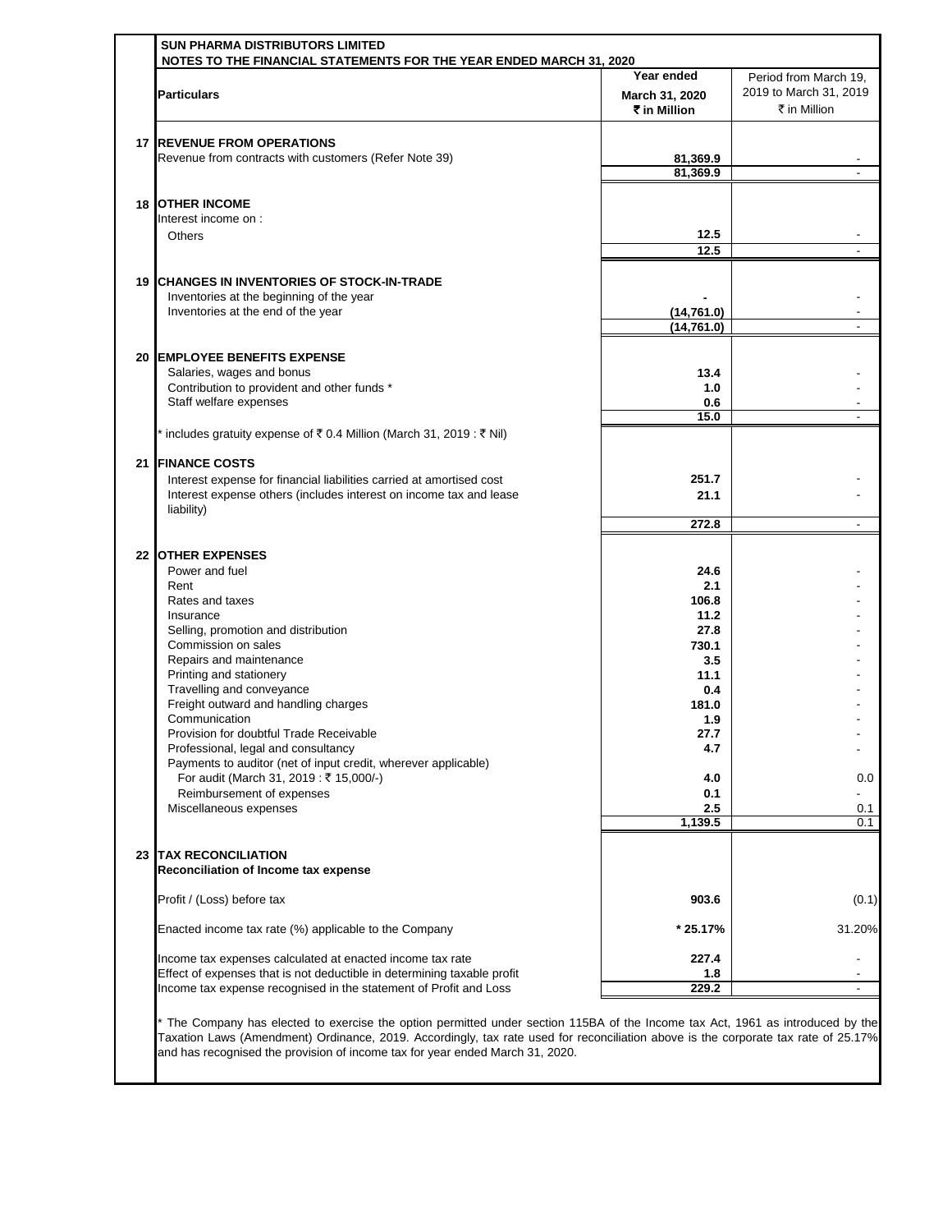**SUN PHARMA DISTRIBUTORS LIMITED**

**NOTES TO THE FINANCIAL STATEMENTS FOR THE YEAR ENDED MARCH 31, 2020**

| | Particulars | Year ended March 31, 2020 ₹ in Million | Period from March 19, 2019 to March 31, 2019 ₹ in Million |
|---|---|---|---|
| **17** | **REVENUE FROM OPERATIONS** | | |
| | Revenue from contracts with customers (Refer Note 39) | 81,369.9 | - |
| | | 81,369.9 | - |
| **18** | **OTHER INCOME** | | |
| | Interest income on : | | |
| | Others | 12.5 | - |
| | | 12.5 | - |
| **19** | **CHANGES IN INVENTORIES OF STOCK-IN-TRADE** | | |
| | Inventories at the beginning of the year | - | - |
| | Inventories at the end of the year | (14,761.0) | - |
| | | (14,761.0) | - |
| **20** | **EMPLOYEE BENEFITS EXPENSE** | | |
| | Salaries, wages and bonus | 13.4 | - |
| | Contribution to provident and other funds * | 1.0 | - |
| | Staff welfare expenses | 0.6 | - |
| | | 15.0 | - |
| | * includes gratuity expense of ₹ 0.4 Million (March 31, 2019 : ₹ Nil) | | |
| **21** | **FINANCE COSTS** | | |
| | Interest expense for financial liabilities carried at amortised cost | 251.7 | - |
| | Interest expense others (includes interest on income tax and lease liability) | 21.1 | - |
| | | 272.8 | - |
| **22** | **OTHER EXPENSES** | | |
| | Power and fuel | 24.6 | - |
| | Rent | 2.1 | - |
| | Rates and taxes | 106.8 | - |
| | Insurance | 11.2 | - |
| | Selling, promotion and distribution | 27.8 | - |
| | Commission on sales | 730.1 | - |
| | Repairs and maintenance | 3.5 | - |
| | Printing and stationery | 11.1 | - |
| | Travelling and conveyance | 0.4 | - |
| | Freight outward and handling charges | 181.0 | - |
| | Communication | 1.9 | - |
| | Provision for doubtful Trade Receivable | 27.7 | - |
| | Professional, legal and consultancy | 4.7 | - |
| | Payments to auditor (net of input credit, wherever applicable) | | |
| | For audit (March 31, 2019 : ₹ 15,000/-) | 4.0 | 0.0 |
| | Reimbursement of expenses | 0.1 | - |
| | Miscellaneous expenses | 2.5 | 0.1 |
| | | 1,139.5 | 0.1 |
| **23** | **TAX RECONCILIATION** | | |
| | **Reconciliation of Income tax expense** | | |
| | Profit / (Loss) before tax | 903.6 | (0.1) |
| | Enacted income tax rate (%) applicable to the Company | * 25.17% | 31.20% |
| | Income tax expenses calculated at enacted income tax rate | 227.4 | - |
| | Effect of expenses that is not deductible in determining taxable profit | 1.8 | - |
| | Income tax expense recognised in the statement of Profit and Loss | 229.2 | - |

* The Company has elected to exercise the option permitted under section 115BA of the Income tax Act, 1961 as introduced by the Taxation Laws (Amendment) Ordinance, 2019. Accordingly, tax rate used for reconciliation above is the corporate tax rate of 25.17% and has recognised the provision of income tax for year ended March 31, 2020.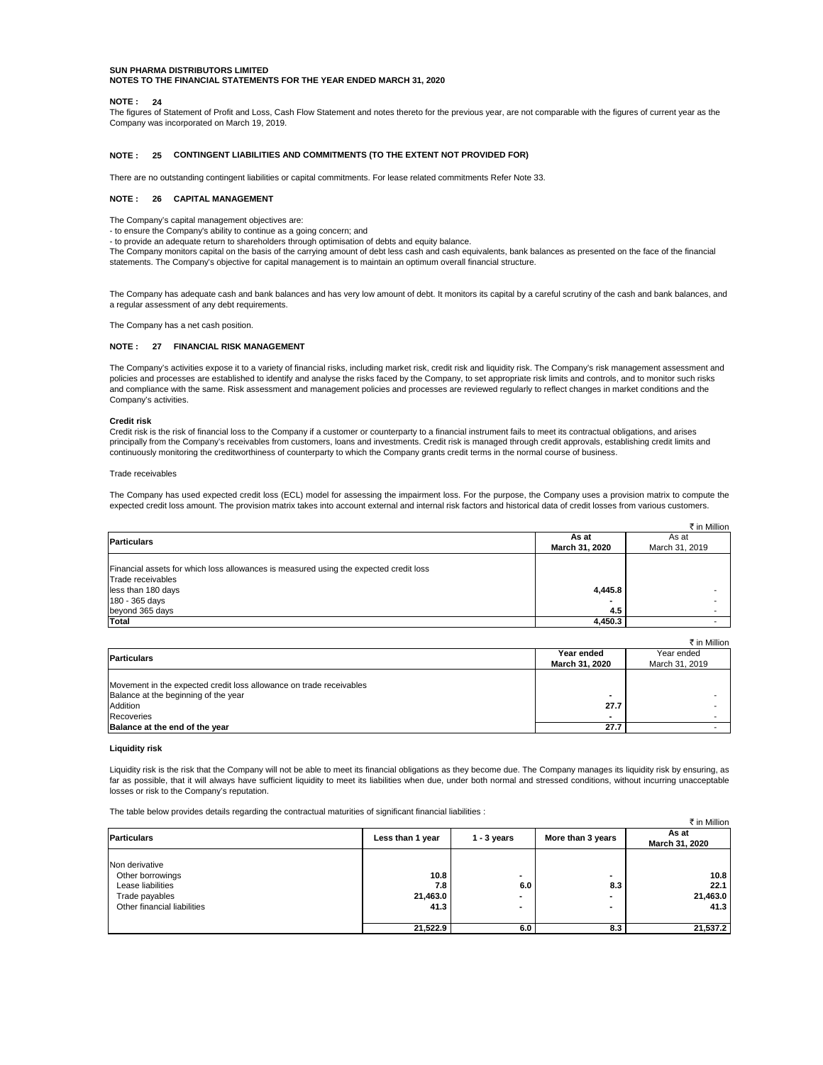**SUN PHARMA DISTRIBUTORS LIMITED**
**NOTES TO THE FINANCIAL STATEMENTS FOR THE YEAR ENDED MARCH 31, 2020**

**NOTE : 24**

The figures of Statement of Profit and Loss, Cash Flow Statement and notes thereto for the previous year, are not comparable with the figures of current year as the Company was incorporated on March 19, 2019.

**NOTE : 25 CONTINGENT LIABILITIES AND COMMITMENTS (TO THE EXTENT NOT PROVIDED FOR)**

There are no outstanding contingent liabilities or capital commitments. For lease related commitments Refer Note 33.

**NOTE : 26 CAPITAL MANAGEMENT**

The Company's capital management objectives are:
- to ensure the Company's ability to continue as a going concern; and
- to provide an adequate return to shareholders through optimisation of debts and equity balance.

The Company monitors capital on the basis of the carrying amount of debt less cash and cash equivalents, bank balances as presented on the face of the financial statements. The Company's objective for capital management is to maintain an optimum overall financial structure.

The Company has adequate cash and bank balances and has very low amount of debt. It monitors its capital by a careful scrutiny of the cash and bank balances, and a regular assessment of any debt requirements.

The Company has a net cash position.

**NOTE : 27 FINANCIAL RISK MANAGEMENT**

The Company's activities expose it to a variety of financial risks, including market risk, credit risk and liquidity risk. The Company's risk management assessment and policies and processes are established to identify and analyse the risks faced by the Company, to set appropriate risk limits and controls, and to monitor such risks and compliance with the same. Risk assessment and management policies and processes are reviewed regularly to reflect changes in market conditions and the Company's activities.

**Credit risk**

Credit risk is the risk of financial loss to the Company if a customer or counterparty to a financial instrument fails to meet its contractual obligations, and arises principally from the Company's receivables from customers, loans and investments. Credit risk is managed through credit approvals, establishing credit limits and continuously monitoring the creditworthiness of counterparty to which the Company grants credit terms in the normal course of business.

Trade receivables

The Company has used expected credit loss (ECL) model for assessing the impairment loss. For the purpose, the Company uses a provision matrix to compute the expected credit loss amount. The provision matrix takes into account external and internal risk factors and historical data of credit losses from various customers.

₹ in Million

| Particulars | As at March 31, 2020 | As at March 31, 2019 |
|---|---|---|
| Financial assets for which loss allowances is measured using the expected credit loss | | |
| Trade receivables | | |
| less than 180 days | 4,445.8 | - |
| 180 - 365 days | - | - |
| beyond 365 days | 4.5 | - |
| **Total** | **4,450.3** | - |

₹ in Million

| Particulars | Year ended March 31, 2020 | Year ended March 31, 2019 |
|---|---|---|
| Movement in the expected credit loss allowance on trade receivables | | |
| Balance at the beginning of the year | - | - |
| Addition | 27.7 | - |
| Recoveries | - | - |
| **Balance at the end of the year** | **27.7** | - |

**Liquidity risk**

Liquidity risk is the risk that the Company will not be able to meet its financial obligations as they become due. The Company manages its liquidity risk by ensuring, as far as possible, that it will always have sufficient liquidity to meet its liabilities when due, under both normal and stressed conditions, without incurring unacceptable losses or risk to the Company's reputation.

The table below provides details regarding the contractual maturities of significant financial liabilities :

₹ in Million

| Particulars | Less than 1 year | 1 - 3 years | More than 3 years | As at March 31, 2020 |
|---|---|---|---|---|
| Non derivative | | | | |
| Other borrowings | 10.8 | - | - | 10.8 |
| Lease liabilities | 7.8 | 6.0 | 8.3 | 22.1 |
| Trade payables | 21,463.0 | - | - | 21,463.0 |
| Other financial liabilities | 41.3 | - | - | 41.3 |
| | **21,522.9** | **6.0** | **8.3** | **21,537.2** |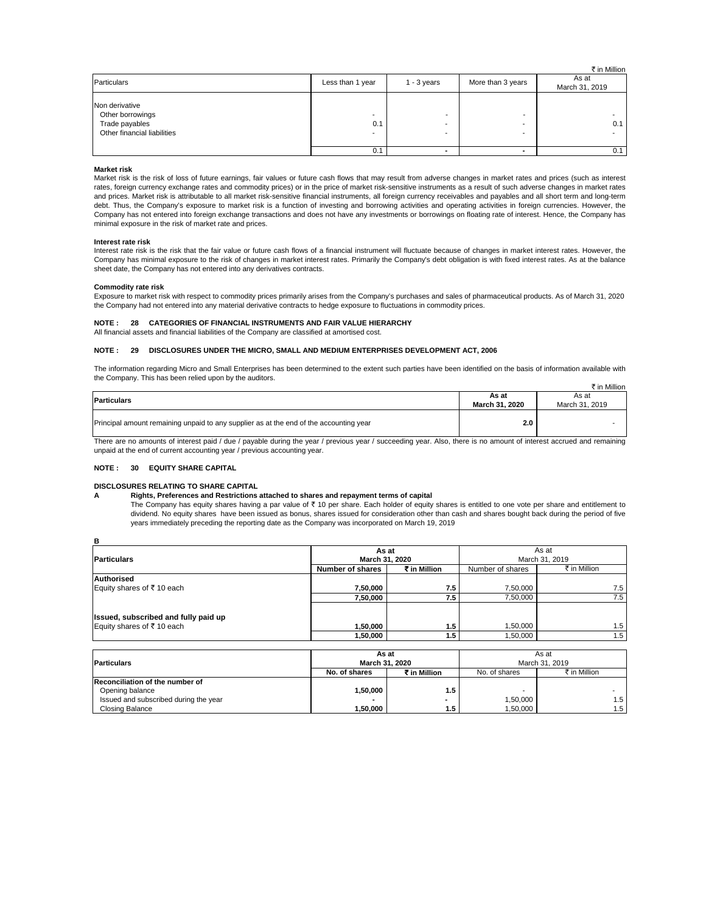₹ in Million

| Particulars | Less than 1 year | 1 - 3 years | More than 3 years | As at March 31, 2019 |
|---|---|---|---|---|
| Non derivative | | | | |
| Other borrowings | - | - | - | - |
| Trade payables | 0.1 | - | - | 0.1 |
| Other financial liabilities | - | - | - | - |
| | 0.1 | - | - | 0.1 |

**Market risk**

Market risk is the risk of loss of future earnings, fair values or future cash flows that may result from adverse changes in market rates and prices (such as interest rates, foreign currency exchange rates and commodity prices) or in the price of market risk-sensitive instruments as a result of such adverse changes in market rates and prices. Market risk is attributable to all market risk-sensitive financial instruments, all foreign currency receivables and payables and all short term and long-term debt. Thus, the Company's exposure to market risk is a function of investing and borrowing activities and operating activities in foreign currencies. However, the Company has not entered into foreign exchange transactions and does not have any investments or borrowings on floating rate of interest. Hence, the Company has minimal exposure in the risk of market rate and prices.

**Interest rate risk**

Interest rate risk is the risk that the fair value or future cash flows of a financial instrument will fluctuate because of changes in market interest rates. However, the Company has minimal exposure to the risk of changes in market interest rates. Primarily the Company's debt obligation is with fixed interest rates. As at the balance sheet date, the Company has not entered into any derivatives contracts.

**Commodity rate risk**

Exposure to market risk with respect to commodity prices primarily arises from the Company's purchases and sales of pharmaceutical products. As of March 31, 2020 the Company had not entered into any material derivative contracts to hedge exposure to fluctuations in commodity prices.

**NOTE : 28 CATEGORIES OF FINANCIAL INSTRUMENTS AND FAIR VALUE HIERARCHY**

All financial assets and financial liabilities of the Company are classified at amortised cost.

**NOTE : 29 DISCLOSURES UNDER THE MICRO, SMALL AND MEDIUM ENTERPRISES DEVELOPMENT ACT, 2006**

The information regarding Micro and Small Enterprises has been determined to the extent such parties have been identified on the basis of information available with the Company. This has been relied upon by the auditors.

₹ in Million

| **Particulars** | **As at March 31, 2020** | As at March 31, 2019 |
|---|---|---|
| Principal amount remaining unpaid to any supplier as at the end of the accounting year | **2.0** | - |

There are no amounts of interest paid / due / payable during the year / previous year / succeeding year. Also, there is no amount of interest accrued and remaining unpaid at the end of current accounting year / previous accounting year.

**NOTE : 30 EQUITY SHARE CAPITAL**

**DISCLOSURES RELATING TO SHARE CAPITAL**

**A Rights, Preferences and Restrictions attached to shares and repayment terms of capital**

The Company has equity shares having a par value of ₹ 10 per share. Each holder of equity shares is entitled to one vote per share and entitlement to dividend. No equity shares have been issued as bonus, shares issued for consideration other than cash and shares bought back during the period of five years immediately preceding the reporting date as the Company was incorporated on March 19, 2019

**B**

| **Particulars** | **As at March 31, 2020** | | As at March 31, 2019 | |
|---|---|---|---|---|
| | **Number of shares** | **₹ in Million** | Number of shares | ₹ in Million |
| **Authorised** | | | | |
| Equity shares of ₹ 10 each | **7,50,000** | **7.5** | 7,50,000 | 7.5 |
| | **7,50,000** | **7.5** | 7,50,000 | 7.5 |
| **Issued, subscribed and fully paid up** | | | | |
| Equity shares of ₹ 10 each | **1,50,000** | **1.5** | 1,50,000 | 1.5 |
| | **1,50,000** | **1.5** | 1,50,000 | 1.5 |

| **Particulars** | **As at March 31, 2020** | | As at March 31, 2019 | |
|---|---|---|---|---|
| | **No. of shares** | **₹ in Million** | No. of shares | ₹ in Million |
| **Reconciliation of the number of** | | | | |
| Opening balance | **1,50,000** | **1.5** | - | - |
| Issued and subscribed during the year | **-** | **-** | 1,50,000 | 1.5 |
| Closing Balance | **1,50,000** | **1.5** | 1,50,000 | 1.5 |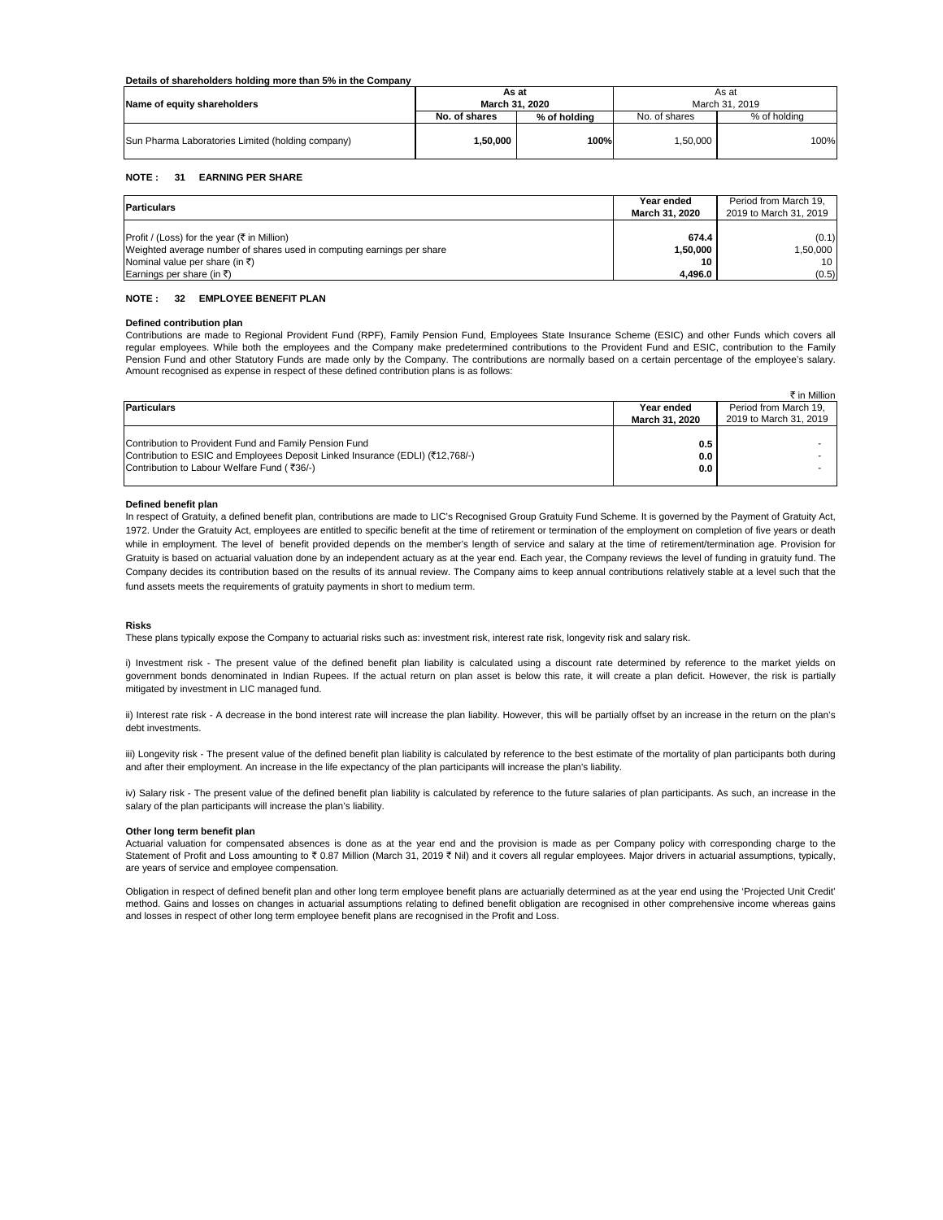**Details of shareholders holding more than 5% in the Company**

| Name of equity shareholders | As at March 31, 2020 | | As at March 31, 2019 | |
|---|---|---|---|---|
| | No. of shares | % of holding | No. of shares | % of holding |
| Sun Pharma Laboratories Limited (holding company) | **1,50,000** | **100%** | 1,50,000 | 100% |

**NOTE : 31 EARNING PER SHARE**

| Particulars | Year ended March 31, 2020 | Period from March 19, 2019 to March 31, 2019 |
|---|---|---|
| Profit / (Loss) for the year (₹ in Million) | **674.4** | (0.1) |
| Weighted average number of shares used in computing earnings per share | **1,50,000** | 1,50,000 |
| Nominal value per share (in ₹) | **10** | 10 |
| Earnings per share (in ₹) | **4,496.0** | (0.5) |

**NOTE : 32 EMPLOYEE BENEFIT PLAN**

**Defined contribution plan**

Contributions are made to Regional Provident Fund (RPF), Family Pension Fund, Employees State Insurance Scheme (ESIC) and other Funds which covers all regular employees. While both the employees and the Company make predetermined contributions to the Provident Fund and ESIC, contribution to the Family Pension Fund and other Statutory Funds are made only by the Company. The contributions are normally based on a certain percentage of the employee's salary. Amount recognised as expense in respect of these defined contribution plans is as follows:

₹ in Million

| Particulars | Year ended March 31, 2020 | Period from March 19, 2019 to March 31, 2019 |
|---|---|---|
| Contribution to Provident Fund and Family Pension Fund | **0.5** | - |
| Contribution to ESIC and Employees Deposit Linked Insurance (EDLI) (₹12,768/-) | **0.0** | - |
| Contribution to Labour Welfare Fund ( ₹36/-) | **0.0** | - |

**Defined benefit plan**

In respect of Gratuity, a defined benefit plan, contributions are made to LIC's Recognised Group Gratuity Fund Scheme. It is governed by the Payment of Gratuity Act, 1972. Under the Gratuity Act, employees are entitled to specific benefit at the time of retirement or termination of the employment on completion of five years or death while in employment. The level of benefit provided depends on the member's length of service and salary at the time of retirement/termination age. Provision for Gratuity is based on actuarial valuation done by an independent actuary as at the year end. Each year, the Company reviews the level of funding in gratuity fund. The Company decides its contribution based on the results of its annual review. The Company aims to keep annual contributions relatively stable at a level such that the fund assets meets the requirements of gratuity payments in short to medium term.

**Risks**

These plans typically expose the Company to actuarial risks such as: investment risk, interest rate risk, longevity risk and salary risk.

i) Investment risk - The present value of the defined benefit plan liability is calculated using a discount rate determined by reference to the market yields on government bonds denominated in Indian Rupees. If the actual return on plan asset is below this rate, it will create a plan deficit. However, the risk is partially mitigated by investment in LIC managed fund.

ii) Interest rate risk - A decrease in the bond interest rate will increase the plan liability. However, this will be partially offset by an increase in the return on the plan's debt investments.

iii) Longevity risk - The present value of the defined benefit plan liability is calculated by reference to the best estimate of the mortality of plan participants both during and after their employment. An increase in the life expectancy of the plan participants will increase the plan's liability.

iv) Salary risk - The present value of the defined benefit plan liability is calculated by reference to the future salaries of plan participants. As such, an increase in the salary of the plan participants will increase the plan's liability.

**Other long term benefit plan**

Actuarial valuation for compensated absences is done as at the year end and the provision is made as per Company policy with corresponding charge to the Statement of Profit and Loss amounting to ₹ 0.87 Million (March 31, 2019 ₹ Nil) and it covers all regular employees. Major drivers in actuarial assumptions, typically, are years of service and employee compensation.

Obligation in respect of defined benefit plan and other long term employee benefit plans are actuarially determined as at the year end using the 'Projected Unit Credit' method. Gains and losses on changes in actuarial assumptions relating to defined benefit obligation are recognised in other comprehensive income whereas gains and losses in respect of other long term employee benefit plans are recognised in the Profit and Loss.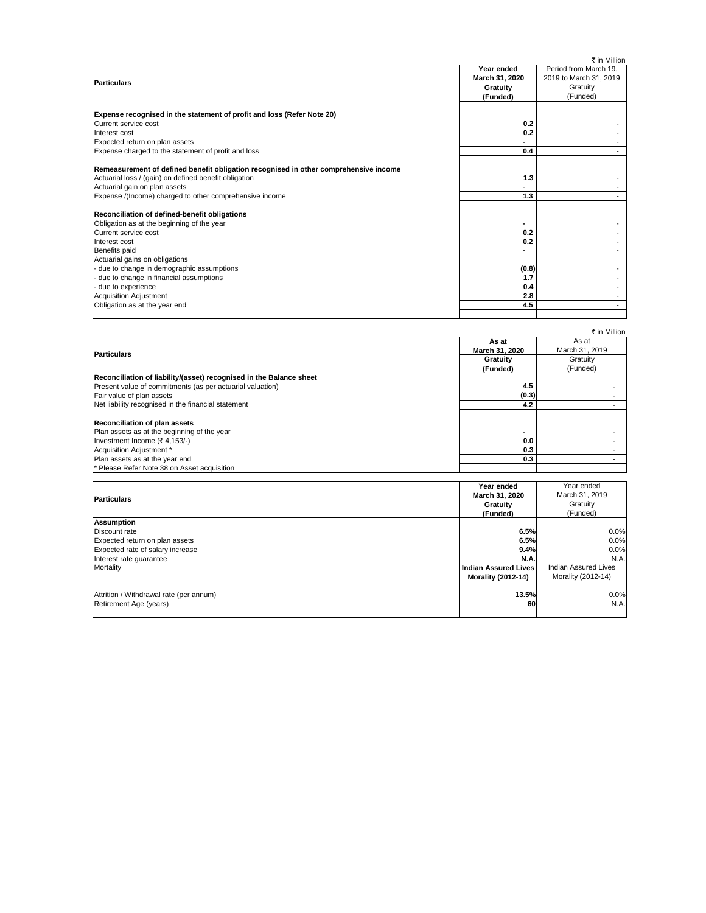₹ in Million

| Particulars | Year ended March 31, 2020 Gratuity (Funded) | Period from March 19, 2019 to March 31, 2019 Gratuity (Funded) |
|---|---|---|
| **Expense recognised in the statement of profit and loss (Refer Note 20)** | | |
| Current service cost | 0.2 | - |
| Interest cost | 0.2 | - |
| Expected return on plan assets | - | - |
| Expense charged to the statement of profit and loss | 0.4 | - |
| **Remeasurement of defined benefit obligation recognised in other comprehensive income** | | |
| Actuarial loss / (gain) on defined benefit obligation | 1.3 | - |
| Actuarial gain on plan assets | - | - |
| Expense /(Income) charged to other comprehensive income | 1.3 | - |
| **Reconciliation of defined-benefit obligations** | | |
| Obligation as at the beginning of the year | - | - |
| Current service cost | 0.2 | - |
| Interest cost | 0.2 | - |
| Benefits paid | - | - |
| Actuarial gains on obligations | | |
| - due to change in demographic assumptions | (0.8) | - |
| - due to change in financial assumptions | 1.7 | - |
| - due to experience | 0.4 | - |
| Acquisition Adjustment | 2.8 | - |
| Obligation as at the year end | 4.5 | - |

₹ in Million

| Particulars | As at March 31, 2020 Gratuity (Funded) | As at March 31, 2019 Gratuity (Funded) |
|---|---|---|
| **Reconciliation of liability/(asset) recognised in the Balance sheet** | | |
| Present value of commitments (as per actuarial valuation) | 4.5 | - |
| Fair value of plan assets | (0.3) | - |
| Net liability recognised in the financial statement | 4.2 | - |
| **Reconciliation of plan assets** | | |
| Plan assets as at the beginning of the year | - | - |
| Investment Income (₹ 4,153/-) | 0.0 | - |
| Acquisition Adjustment * | 0.3 | - |
| Plan assets as at the year end | 0.3 | - |
| * Please Refer Note 38 on Asset acquisition | | |

| Particulars | Year ended March 31, 2020 Gratuity (Funded) | Year ended March 31, 2019 Gratuity (Funded) |
|---|---|---|
| **Assumption** | | |
| Discount rate | 6.5% | 0.0% |
| Expected return on plan assets | 6.5% | 0.0% |
| Expected rate of salary increase | 9.4% | 0.0% |
| Interest rate guarantee | N.A. | N.A. |
| Mortality | Indian Assured Lives Morality (2012-14) | Indian Assured Lives Morality (2012-14) |
| Attrition / Withdrawal rate (per annum) | 13.5% | 0.0% |
| Retirement Age (years) | 60 | N.A. |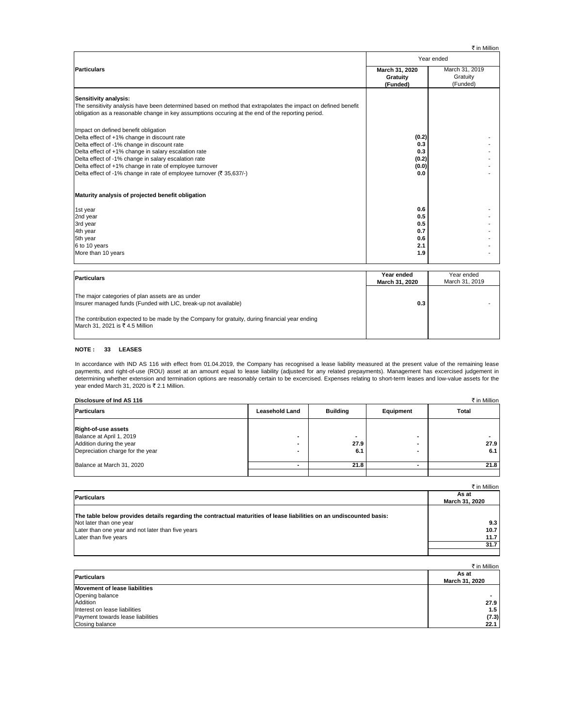₹ in Million

| Particulars | Year ended | |
|---|---|---|
| | **March 31, 2020 Gratuity (Funded)** | March 31, 2019 Gratuity (Funded) |
| **Sensitivity analysis:**<br>The sensitivity analysis have been determined based on method that extrapolates the impact on defined benefit obligation as a reasonable change in key assumptions occuring at the end of the reporting period. | | |
| Impact on defined benefit obligation | | |
| Delta effect of +1% change in discount rate | **(0.2)** | - |
| Delta effect of -1% change in discount rate | **0.3** | - |
| Delta effect of +1% change in salary escalation rate | **0.3** | - |
| Delta effect of -1% change in salary escalation rate | **(0.2)** | - |
| Delta effect of +1% change in rate of employee turnover | **(0.0)** | - |
| Delta effect of -1% change in rate of employee turnover (₹ 35,637/-) | **0.0** | - |
| **Maturity analysis of projected benefit obligation** | | |
| 1st year | **0.6** | - |
| 2nd year | **0.5** | - |
| 3rd year | **0.5** | - |
| 4th year | **0.7** | - |
| 5th year | **0.6** | - |
| 6 to 10 years | **2.1** | - |
| More than 10 years | **1.9** | - |

| Particulars | Year ended March 31, 2020 | Year ended March 31, 2019 |
|---|---|---|
| The major categories of plan assets are as under<br>Insurer managed funds (Funded with LIC, break-up not available) | **0.3** | - |
| The contribution expected to be made by the Company for gratuity, during financial year ending March 31, 2021 is ₹ 4.5 Million | | |

**NOTE : 33 LEASES**

In accordance with IND AS 116 with effect from 01.04.2019, the Company has recognised a lease liability measured at the present value of the remaining lease payments, and right-of-use (ROU) asset at an amount equal to lease liability (adjusted for any related prepayments). Management has excercised judgement in determining whether extension and termination options are reasonably certain to be excercised. Expenses relating to short-term leases and low-value assets for the year ended March 31, 2020 is ₹ 2.1 Million.

**Disclosure of Ind AS 116** ₹ in Million

| Particulars | Leasehold Land | Building | Equipment | Total |
|---|---|---|---|---|
| **Right-of-use assets** | | | | |
| Balance at April 1, 2019 | - | - | - | - |
| Addition during the year | - | 27.9 | - | 27.9 |
| Depreciation charge for the year | - | 6.1 | - | 6.1 |
| Balance at March 31, 2020 | - | 21.8 | - | 21.8 |

₹ in Million

| Particulars | As at March 31, 2020 |
|---|---|
| **The table below provides details regarding the contractual maturities of lease liabilities on an undiscounted basis:** | |
| Not later than one year | 9.3 |
| Later than one year and not later than five years | 10.7 |
| Later than five years | 11.7 |
| | 31.7 |

₹ in Million

| Particulars | As at March 31, 2020 |
|---|---|
| **Movement of lease liabilities** | |
| Opening balance | - |
| Addition | 27.9 |
| Interest on lease liabilities | 1.5 |
| Payment towards lease liabilities | (7.3) |
| Closing balance | 22.1 |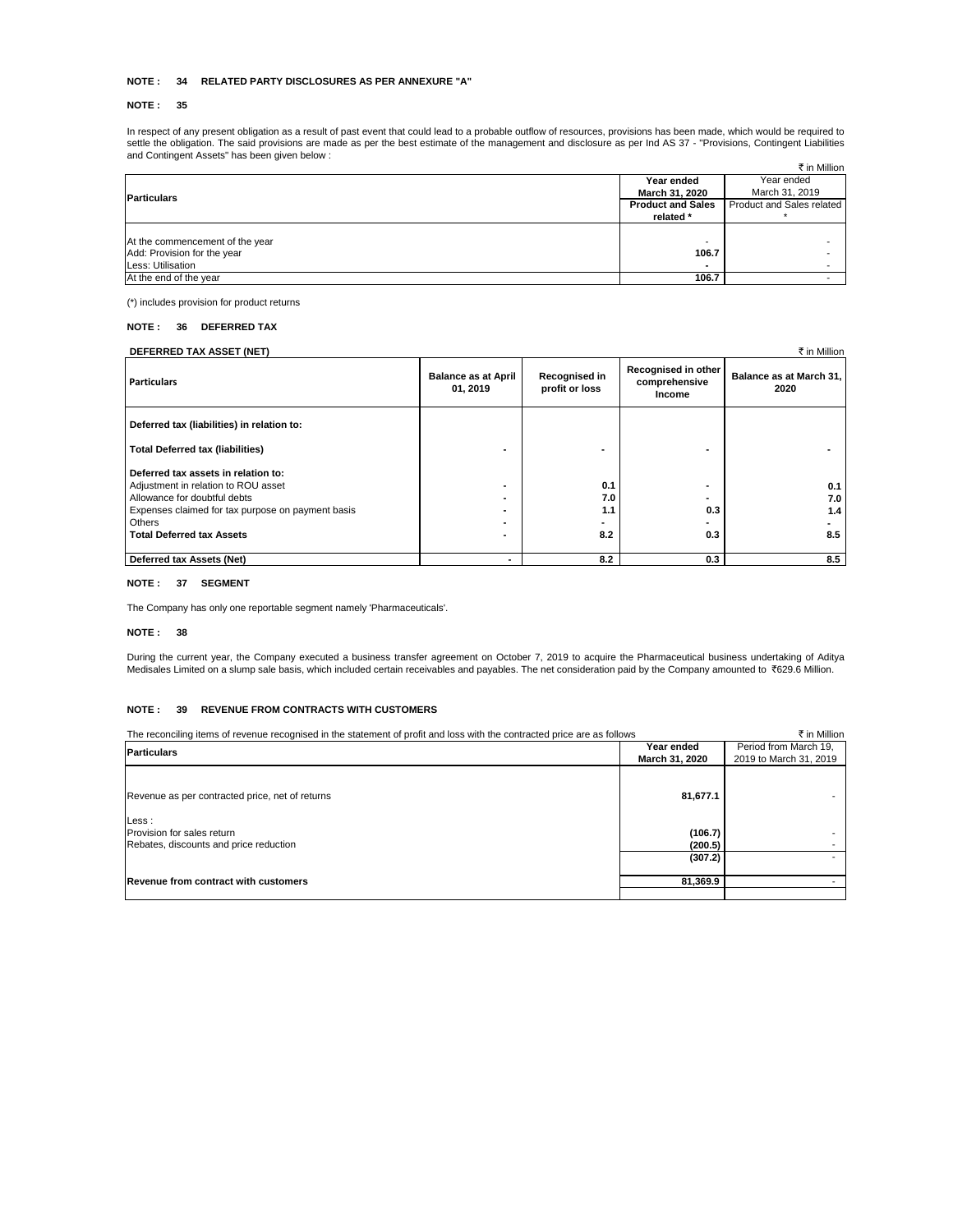**NOTE : 34 RELATED PARTY DISCLOSURES AS PER ANNEXURE "A"**

**NOTE : 35**

In respect of any present obligation as a result of past event that could lead to a probable outflow of resources, provisions has been made, which would be required to settle the obligation. The said provisions are made as per the best estimate of the management and disclosure as per Ind AS 37 - "Provisions, Contingent Liabilities and Contingent Assets" has been given below :

₹ in Million

| Particulars | Year ended March 31, 2020 | Year ended March 31, 2019 |
|---|---|---|
| | **Product and Sales related \*** | Product and Sales related \* |
| At the commencement of the year | - | - |
| Add: Provision for the year | 106.7 | - |
| Less: Utilisation | - | - |
| At the end of the year | 106.7 | - |

(*) includes provision for product returns

**NOTE : 36 DEFERRED TAX**

**DEFERRED TAX ASSET (NET)**

₹ in Million

| Particulars | Balance as at April 01, 2019 | Recognised in profit or loss | Recognised in other comprehensive Income | Balance as at March 31, 2020 |
|---|---|---|---|---|
| **Deferred tax (liabilities) in relation to:** | | | | |
| **Total Deferred tax (liabilities)** | - | - | - | - |
| **Deferred tax assets in relation to:** | | | | |
| Adjustment in relation to ROU asset | - | 0.1 | - | 0.1 |
| Allowance for doubtful debts | - | 7.0 | - | 7.0 |
| Expenses claimed for tax purpose on payment basis | - | 1.1 | 0.3 | 1.4 |
| Others | - | - | - | - |
| **Total Deferred tax Assets** | - | 8.2 | 0.3 | 8.5 |
| **Deferred tax Assets (Net)** | - | 8.2 | 0.3 | 8.5 |

**NOTE : 37 SEGMENT**

The Company has only one reportable segment namely 'Pharmaceuticals'.

**NOTE : 38**

During the current year, the Company executed a business transfer agreement on October 7, 2019 to acquire the Pharmaceutical business undertaking of Aditya Medisales Limited on a slump sale basis, which included certain receivables and payables. The net consideration paid by the Company amounted to ₹629.6 Million.

**NOTE : 39 REVENUE FROM CONTRACTS WITH CUSTOMERS**

The reconciling items of revenue recognised in the statement of profit and loss with the contracted price are as follows

₹ in Million

| Particulars | Year ended March 31, 2020 | Period from March 19, 2019 to March 31, 2019 |
|---|---|---|
| Revenue as per contracted price, net of returns | 81,677.1 | - |
| Less : | | |
| Provision for sales return | (106.7) | - |
| Rebates, discounts and price reduction | (200.5) | - |
| | (307.2) | - |
| **Revenue from contract with customers** | 81,369.9 | - |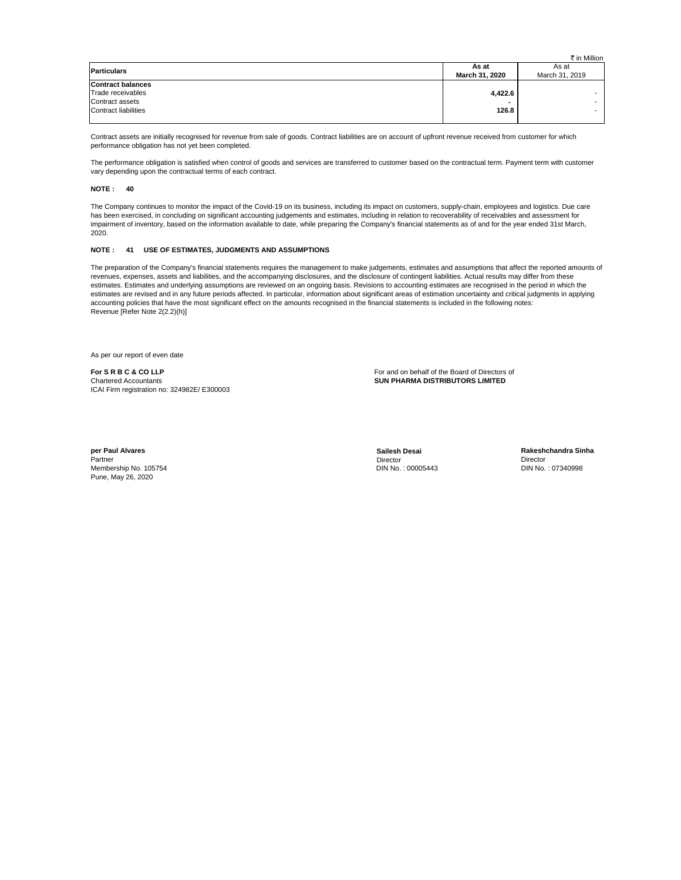₹ in Million

| Particulars | As at March 31, 2020 | As at March 31, 2019 |
|---|---|---|
| **Contract balances** | | |
| Trade receivables | **4,422.6** | - |
| Contract assets | **-** | - |
| Contract liabilities | **126.8** | - |

Contract assets are initially recognised for revenue from sale of goods. Contract liabilities are on account of upfront revenue received from customer for which performance obligation has not yet been completed.

The performance obligation is satisfied when control of goods and services are transferred to customer based on the contractual term. Payment term with customer vary depending upon the contractual terms of each contract.

**NOTE : 40**

The Company continues to monitor the impact of the Covid-19 on its business, including its impact on customers, supply-chain, employees and logistics. Due care has been exercised, in concluding on significant accounting judgements and estimates, including in relation to recoverability of receivables and assessment for impairment of inventory, based on the information available to date, while preparing the Company's financial statements as of and for the year ended 31st March, 2020.

**NOTE : 41 USE OF ESTIMATES, JUDGMENTS AND ASSUMPTIONS**

The preparation of the Company's financial statements requires the management to make judgements, estimates and assumptions that affect the reported amounts of revenues, expenses, assets and liabilities, and the accompanying disclosures, and the disclosure of contingent liabilities. Actual results may differ from these estimates. Estimates and underlying assumptions are reviewed on an ongoing basis. Revisions to accounting estimates are recognised in the period in which the estimates are revised and in any future periods affected. In particular, information about significant areas of estimation uncertainty and critical judgments in applying accounting policies that have the most significant effect on the amounts recognised in the financial statements is included in the following notes:
Revenue [Refer Note 2(2.2)(h)]

As per our report of even date

**For S R B C & CO LLP**
Chartered Accountants
ICAI Firm registration no: 324982E/ E300003

For and on behalf of the Board of Directors of
**SUN PHARMA DISTRIBUTORS LIMITED**

**per Paul Alvares**
Partner
Membership No. 105754
Pune, May 26, 2020

**Sailesh Desai**
Director
DIN No. : 00005443

**Rakeshchandra Sinha**
Director
DIN No. : 07340998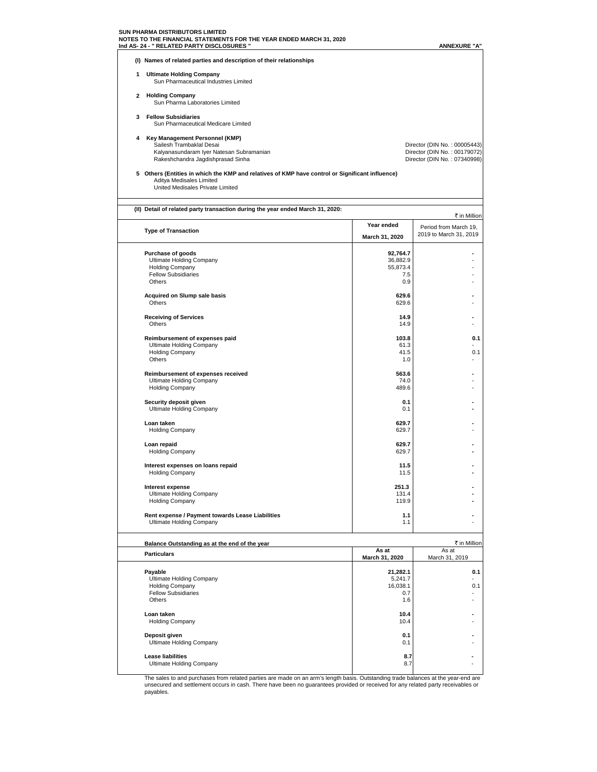**SUN PHARMA DISTRIBUTORS LIMITED**
**NOTES TO THE FINANCIAL STATEMENTS FOR THE YEAR ENDED MARCH 31, 2020**
**Ind AS- 24 - " RELATED PARTY DISCLOSURES "**

**ANNEXURE "A"**

**(I) Names of related parties and description of their relationships**

**1 Ultimate Holding Company**
Sun Pharmaceutical Industries Limited

**2 Holding Company**
Sun Pharma Laboratories Limited

**3 Fellow Subsidiaries**
Sun Pharmaceutical Medicare Limited

**4 Key Management Personnel (KMP)**

| | |
|---|---|
| Sailesh Trambaklal Desai | Director (DIN No. : 00005443) |
| Kalyanasundaram Iyer Natesan Subramanian | Director (DIN No. : 00179072) |
| Rakeshchandra Jagdishprasad Sinha | Director (DIN No. : 07340998) |

**5 Others (Entities in which the KMP and relatives of KMP have control or Significant influence)**
Aditya Medisales Limited
United Medisales Private Limited

**(II) Detail of related party transaction during the year ended March 31, 2020:**

₹ in Million

| Type of Transaction | Year ended March 31, 2020 | Period from March 19, 2019 to March 31, 2019 |
|---|---|---|
| **Purchase of goods** | **92,764.7** | **-** |
| Ultimate Holding Company | 36,882.9 | - |
| Holding Company | 55,873.4 | - |
| Fellow Subsidiaries | 7.5 | - |
| Others | 0.9 | - |
| **Acquired on Slump sale basis** | **629.6** | **-** |
| Others | 629.6 | - |
| **Receiving of Services** | **14.9** | **-** |
| Others | 14.9 | - |
| **Reimbursement of expenses paid** | **103.8** | **0.1** |
| Ultimate Holding Company | 61.3 | - |
| Holding Company | 41.5 | 0.1 |
| Others | 1.0 | - |
| **Reimbursement of expenses received** | **563.6** | **-** |
| Ultimate Holding Company | 74.0 | - |
| Holding Company | 489.6 | - |
| **Security deposit given** | **0.1** | **-** |
| Ultimate Holding Company | 0.1 | - |
| **Loan taken** | **629.7** | **-** |
| Holding Company | 629.7 | - |
| **Loan repaid** | **629.7** | **-** |
| Holding Company | 629.7 | - |
| **Interest expenses on loans repaid** | **11.5** | **-** |
| Holding Company | 11.5 | - |
| **Interest expense** | **251.3** | **-** |
| Ultimate Holding Company | 131.4 | - |
| Holding Company | 119.9 | - |
| **Rent expense / Payment towards Lease Liabilities** | **1.1** | **-** |
| Ultimate Holding Company | 1.1 | - |

**Balance Outstanding as at the end of the year**

₹ in Million

| Particulars | As at March 31, 2020 | As at March 31, 2019 |
|---|---|---|
| **Payable** | **21,282.1** | **0.1** |
| Ultimate Holding Company | 5,241.7 | - |
| Holding Company | 16,038.1 | 0.1 |
| Fellow Subsidiaries | 0.7 | - |
| Others | 1.6 | - |
| **Loan taken** | **10.4** | **-** |
| Holding Company | 10.4 | - |
| **Deposit given** | **0.1** | **-** |
| Ultimate Holding Company | 0.1 | - |
| **Lease liabilities** | **8.7** | **-** |
| Ultimate Holding Company | 8.7 | - |

The sales to and purchases from related parties are made on an arm's length basis. Outstanding trade balances at the year-end are unsecured and settlement occurs in cash. There have been no guarantees provided or received for any related party receivables or payables.